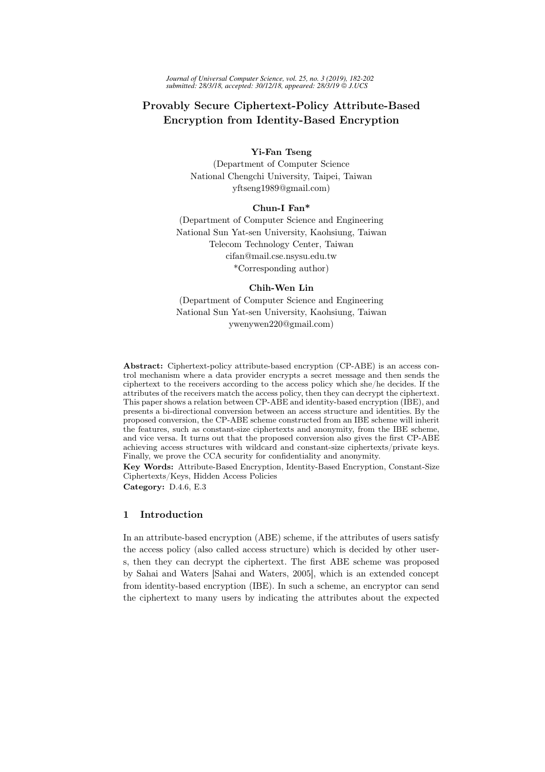# Provably Secure Ciphertext-Policy Attribute-Based Encryption from Identity-Based Encryption

**Yi-Fan Tseng**
(Department of Computer Science
National Chengchi University, Taipei, Taiwan
yftseng1989@gmail.com)

**Chun-I Fan***
(Department of Computer Science and Engineering
National Sun Yat-sen University, Kaohsiung, Taiwan
Telecom Technology Center, Taiwan
cifan@mail.cse.nsysu.edu.tw
*Corresponding author)

**Chih-Wen Lin**
(Department of Computer Science and Engineering
National Sun Yat-sen University, Kaohsiung, Taiwan
ywenywen220@gmail.com)

**Abstract:** Ciphertext-policy attribute-based encryption (CP-ABE) is an access control mechanism where a data provider encrypts a secret message and then sends the ciphertext to the receivers according to the access policy which she/he decides. If the attributes of the receivers match the access policy, then they can decrypt the ciphertext. This paper shows a relation between CP-ABE and identity-based encryption (IBE), and presents a bi-directional conversion between an access structure and identities. By the proposed conversion, the CP-ABE scheme constructed from an IBE scheme will inherit the features, such as constant-size ciphertexts and anonymity, from the IBE scheme, and vice versa. It turns out that the proposed conversion also gives the first CP-ABE achieving access structures with wildcard and constant-size ciphertexts/private keys. Finally, we prove the CCA security for confidentiality and anonymity.

**Key Words:** Attribute-Based Encryption, Identity-Based Encryption, Constant-Size Ciphertexts/Keys, Hidden Access Policies

**Category:** D.4.6, E.3

## 1 Introduction

In an attribute-based encryption (ABE) scheme, if the attributes of users satisfy the access policy (also called access structure) which is decided by other users, then they can decrypt the ciphertext. The first ABE scheme was proposed by Sahai and Waters [Sahai and Waters, 2005], which is an extended concept from identity-based encryption (IBE). In such a scheme, an encryptor can send the ciphertext to many users by indicating the attributes about the expected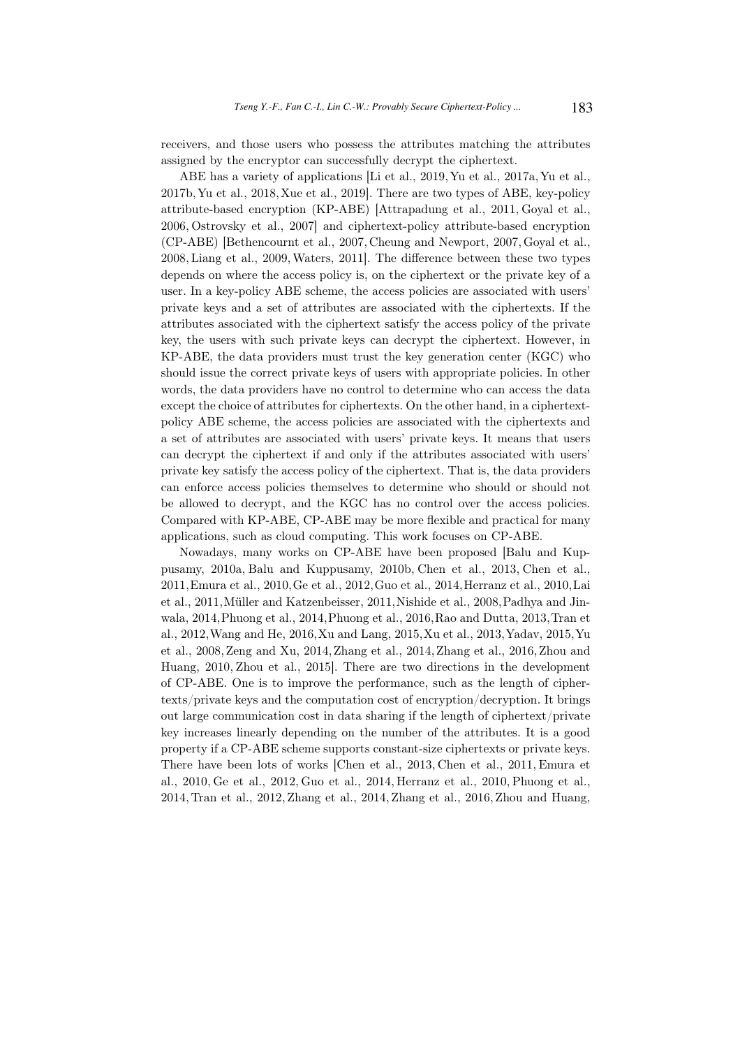receivers, and those users who possess the attributes matching the attributes assigned by the encryptor can successfully decrypt the ciphertext.

ABE has a variety of applications [Li et al., 2019, Yu et al., 2017a, Yu et al., 2017b, Yu et al., 2018, Xue et al., 2019]. There are two types of ABE, key-policy attribute-based encryption (KP-ABE) [Attrapadung et al., 2011, Goyal et al., 2006, Ostrovsky et al., 2007] and ciphertext-policy attribute-based encryption (CP-ABE) [Bethencournt et al., 2007, Cheung and Newport, 2007, Goyal et al., 2008, Liang et al., 2009, Waters, 2011]. The difference between these two types depends on where the access policy is, on the ciphertext or the private key of a user. In a key-policy ABE scheme, the access policies are associated with users' private keys and a set of attributes are associated with the ciphertexts. If the attributes associated with the ciphertext satisfy the access policy of the private key, the users with such private keys can decrypt the ciphertext. However, in KP-ABE, the data providers must trust the key generation center (KGC) who should issue the correct private keys of users with appropriate policies. In other words, the data providers have no control to determine who can access the data except the choice of attributes for ciphertexts. On the other hand, in a ciphertext-policy ABE scheme, the access policies are associated with the ciphertexts and a set of attributes are associated with users' private keys. It means that users can decrypt the ciphertext if and only if the attributes associated with users' private key satisfy the access policy of the ciphertext. That is, the data providers can enforce access policies themselves to determine who should or should not be allowed to decrypt, and the KGC has no control over the access policies. Compared with KP-ABE, CP-ABE may be more flexible and practical for many applications, such as cloud computing. This work focuses on CP-ABE.

Nowadays, many works on CP-ABE have been proposed [Balu and Kuppusamy, 2010a, Balu and Kuppusamy, 2010b, Chen et al., 2013, Chen et al., 2011, Emura et al., 2010, Ge et al., 2012, Guo et al., 2014, Herranz et al., 2010, Lai et al., 2011, Müller and Katzenbeisser, 2011, Nishide et al., 2008, Padhya and Jinwala, 2014, Phuong et al., 2014, Phuong et al., 2016, Rao and Dutta, 2013, Tran et al., 2012, Wang and He, 2016, Xu and Lang, 2015, Xu et al., 2013, Yadav, 2015, Yu et al., 2008, Zeng and Xu, 2014, Zhang et al., 2014, Zhang et al., 2016, Zhou and Huang, 2010, Zhou et al., 2015]. There are two directions in the development of CP-ABE. One is to improve the performance, such as the length of ciphertexts/private keys and the computation cost of encryption/decryption. It brings out large communication cost in data sharing if the length of ciphertext/private key increases linearly depending on the number of the attributes. It is a good property if a CP-ABE scheme supports constant-size ciphertexts or private keys. There have been lots of works [Chen et al., 2013, Chen et al., 2011, Emura et al., 2010, Ge et al., 2012, Guo et al., 2014, Herranz et al., 2010, Phuong et al., 2014, Tran et al., 2012, Zhang et al., 2014, Zhang et al., 2016, Zhou and Huang,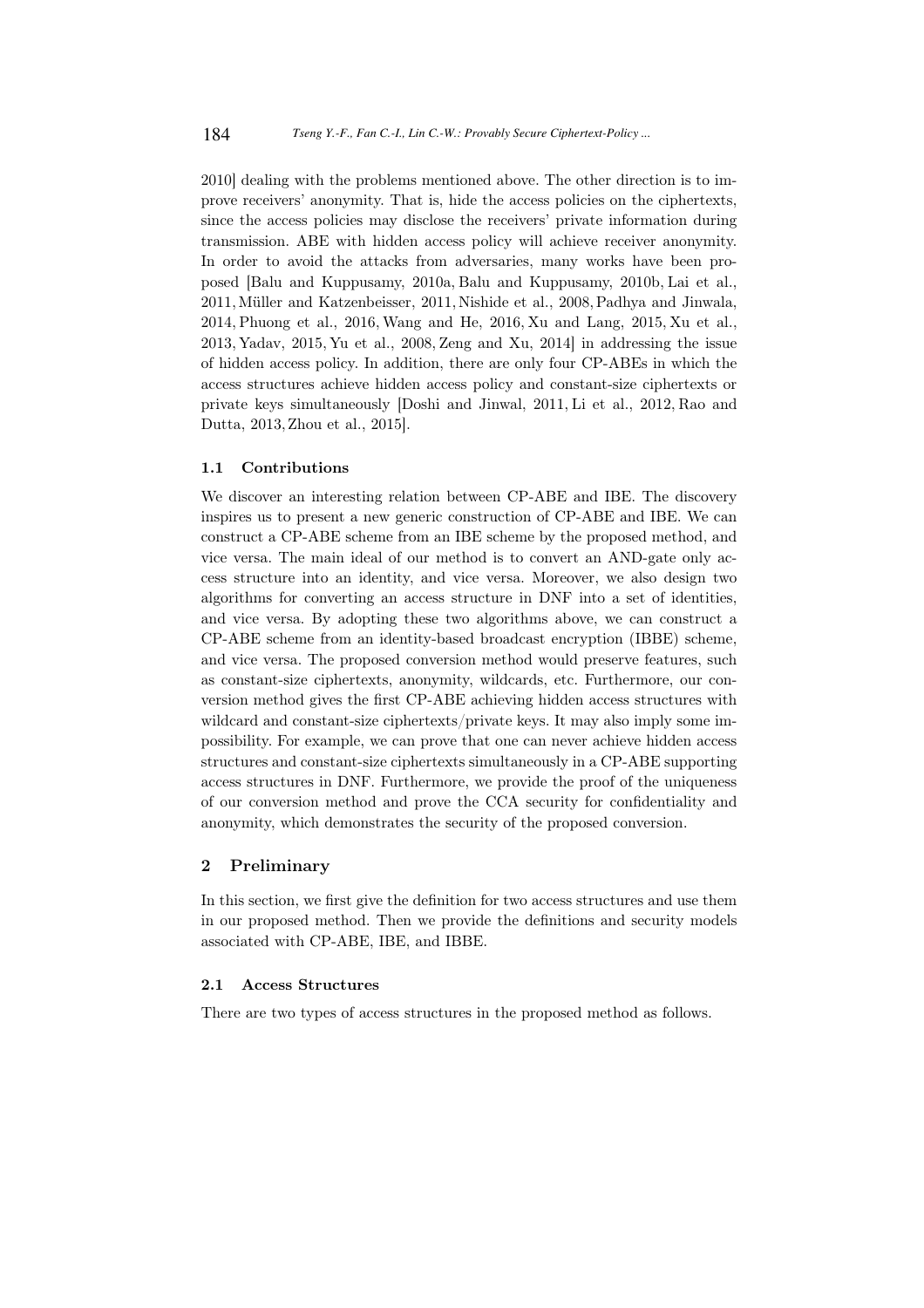2010] dealing with the problems mentioned above. The other direction is to improve receivers' anonymity. That is, hide the access policies on the ciphertexts, since the access policies may disclose the receivers' private information during transmission. ABE with hidden access policy will achieve receiver anonymity. In order to avoid the attacks from adversaries, many works have been proposed [Balu and Kuppusamy, 2010a, Balu and Kuppusamy, 2010b, Lai et al., 2011, Müller and Katzenbeisser, 2011, Nishide et al., 2008, Padhya and Jinwala, 2014, Phuong et al., 2016, Wang and He, 2016, Xu and Lang, 2015, Xu et al., 2013, Yadav, 2015, Yu et al., 2008, Zeng and Xu, 2014] in addressing the issue of hidden access policy. In addition, there are only four CP-ABEs in which the access structures achieve hidden access policy and constant-size ciphertexts or private keys simultaneously [Doshi and Jinwal, 2011, Li et al., 2012, Rao and Dutta, 2013, Zhou et al., 2015].

### 1.1 Contributions

We discover an interesting relation between CP-ABE and IBE. The discovery inspires us to present a new generic construction of CP-ABE and IBE. We can construct a CP-ABE scheme from an IBE scheme by the proposed method, and vice versa. The main ideal of our method is to convert an AND-gate only access structure into an identity, and vice versa. Moreover, we also design two algorithms for converting an access structure in DNF into a set of identities, and vice versa. By adopting these two algorithms above, we can construct a CP-ABE scheme from an identity-based broadcast encryption (IBBE) scheme, and vice versa. The proposed conversion method would preserve features, such as constant-size ciphertexts, anonymity, wildcards, etc. Furthermore, our conversion method gives the first CP-ABE achieving hidden access structures with wildcard and constant-size ciphertexts/private keys. It may also imply some impossibility. For example, we can prove that one can never achieve hidden access structures and constant-size ciphertexts simultaneously in a CP-ABE supporting access structures in DNF. Furthermore, we provide the proof of the uniqueness of our conversion method and prove the CCA security for confidentiality and anonymity, which demonstrates the security of the proposed conversion.

## 2 Preliminary

In this section, we first give the definition for two access structures and use them in our proposed method. Then we provide the definitions and security models associated with CP-ABE, IBE, and IBBE.

### 2.1 Access Structures

There are two types of access structures in the proposed method as follows.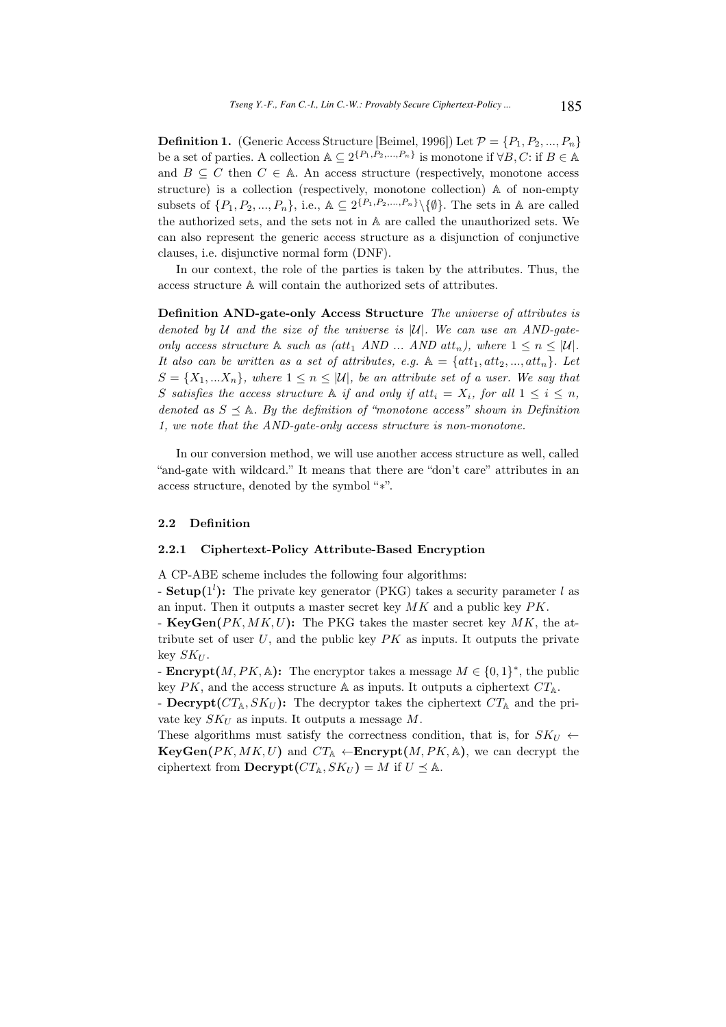**Definition 1.** (Generic Access Structure [Beimel, 1996]) Let $\mathcal{P} = \{P_1, P_2, ..., P_n\}$ be a set of parties. A collection $\mathbb{A} \subseteq 2^{\{P_1, P_2, ..., P_n\}}$ is monotone if $\forall B, C$: if $B \in \mathbb{A}$ and $B \subseteq C$ then $C \in \mathbb{A}$. An access structure (respectively, monotone access structure) is a collection (respectively, monotone collection) $\mathbb{A}$ of non-empty subsets of $\{P_1, P_2, ..., P_n\}$, i.e., $\mathbb{A} \subseteq 2^{\{P_1, P_2, ..., P_n\}} \backslash \{\emptyset\}$. The sets in $\mathbb{A}$ are called the authorized sets, and the sets not in $\mathbb{A}$ are called the unauthorized sets. We can also represent the generic access structure as a disjunction of conjunctive clauses, i.e. disjunctive normal form (DNF).

In our context, the role of the parties is taken by the attributes. Thus, the access structure $\mathbb{A}$ will contain the authorized sets of attributes.

**Definition AND-gate-only Access Structure** *The universe of attributes is denoted by $\mathcal{U}$ and the size of the universe is $|\mathcal{U}|$. We can use an AND-gate-only access structure $\mathbb{A}$ such as ($att_1$ AND ... AND $att_n$), where $1 \leq n \leq |\mathcal{U}|$. It also can be written as a set of attributes, e.g. $\mathbb{A} = \{att_1, att_2, ..., att_n\}$. Let $S = \{X_1, ...X_n\}$, where $1 \leq n \leq |\mathcal{U}|$, be an attribute set of a user. We say that $S$ satisfies the access structure $\mathbb{A}$ if and only if $att_i = X_i$, for all $1 \leq i \leq n$, denoted as $S \preceq \mathbb{A}$. By the definition of "monotone access" shown in Definition 1, we note that the AND-gate-only access structure is non-monotone.*

In our conversion method, we will use another access structure as well, called "and-gate with wildcard." It means that there are "don't care" attributes in an access structure, denoted by the symbol "$*$".

### 2.2 Definition

#### 2.2.1 Ciphertext-Policy Attribute-Based Encryption

A CP-ABE scheme includes the following four algorithms:

- **Setup($1^l$):** The private key generator (PKG) takes a security parameter $l$ as an input. Then it outputs a master secret key $MK$ and a public key $PK$.
- **KeyGen($PK, MK, U$):** The PKG takes the master secret key $MK$, the attribute set of user $U$, and the public key $PK$ as inputs. It outputs the private key $SK_U$.
- **Encrypt($M, PK, \mathbb{A}$):** The encryptor takes a message $M \in \{0,1\}^*$, the public key $PK$, and the access structure $\mathbb{A}$ as inputs. It outputs a ciphertext $CT_{\mathbb{A}}$.
- **Decrypt($CT_{\mathbb{A}}, SK_U$):** The decryptor takes the ciphertext $CT_{\mathbb{A}}$ and the private key $SK_U$ as inputs. It outputs a message $M$.

These algorithms must satisfy the correctness condition, that is, for $SK_U \leftarrow$ **KeyGen($PK, MK, U$)** and $CT_{\mathbb{A}} \leftarrow$**Encrypt($M, PK, \mathbb{A}$)**, we can decrypt the ciphertext from **Decrypt($CT_{\mathbb{A}}, SK_U$)** $= M$ if $U \preceq \mathbb{A}$.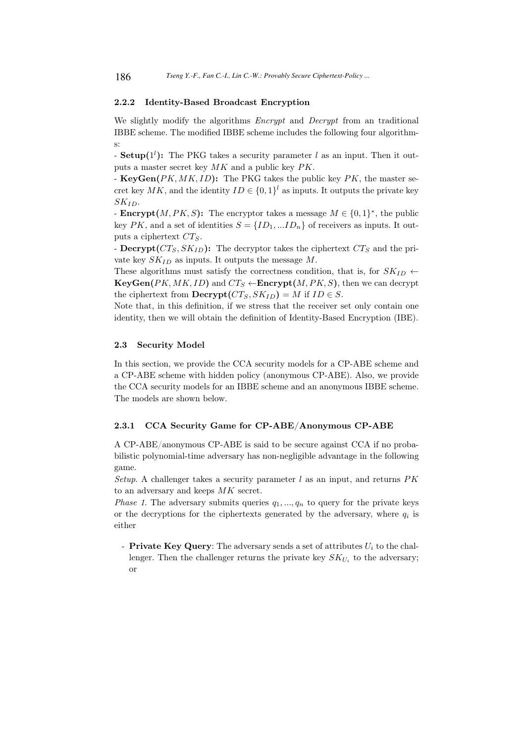### 2.2.2 Identity-Based Broadcast Encryption

We slightly modify the algorithms *Encrypt* and *Decrypt* from an traditional IBBE scheme. The modified IBBE scheme includes the following four algorithms:

- **Setup**$(1^l)$**:** The PKG takes a security parameter $l$ as an input. Then it outputs a master secret key $MK$ and a public key $PK$.

- **KeyGen**$(PK, MK, ID)$**:** The PKG takes the public key $PK$, the master secret key $MK$, and the identity $ID \in \{0,1\}^l$ as inputs. It outputs the private key $SK_{ID}$.

- **Encrypt**$(M, PK, S)$**:** The encryptor takes a message $M \in \{0,1\}^*$, the public key $PK$, and a set of identities $S = \{ID_1, ...ID_n\}$ of receivers as inputs. It outputs a ciphertext $CT_S$.

- **Decrypt**$(CT_S, SK_{ID})$**:** The decryptor takes the ciphertext $CT_S$ and the private key $SK_{ID}$ as inputs. It outputs the message $M$.

These algorithms must satisfy the correctness condition, that is, for $SK_{ID} \leftarrow$ **KeyGen**$(PK, MK, ID)$ and $CT_S \leftarrow$**Encrypt**$(M, PK, S)$, then we can decrypt the ciphertext from **Decrypt**$(CT_S, SK_{ID}) = M$ if $ID \in S$.

Note that, in this definition, if we stress that the receiver set only contain one identity, then we will obtain the definition of Identity-Based Encryption (IBE).

## 2.3 Security Model

In this section, we provide the CCA security models for a CP-ABE scheme and a CP-ABE scheme with hidden policy (anonymous CP-ABE). Also, we provide the CCA security models for an IBBE scheme and an anonymous IBBE scheme. The models are shown below.

### 2.3.1 CCA Security Game for CP-ABE/Anonymous CP-ABE

A CP-ABE/anonymous CP-ABE is said to be secure against CCA if no probabilistic polynomial-time adversary has non-negligible advantage in the following game.

*Setup.* A challenger takes a security parameter $l$ as an input, and returns $PK$ to an adversary and keeps $MK$ secret.

*Phase 1.* The adversary submits queries $q_1, ..., q_n$ to query for the private keys or the decryptions for the ciphertexts generated by the adversary, where $q_i$ is either

- **Private Key Query**: The adversary sends a set of attributes $U_i$ to the challenger. Then the challenger returns the private key $SK_{U_i}$ to the adversary; or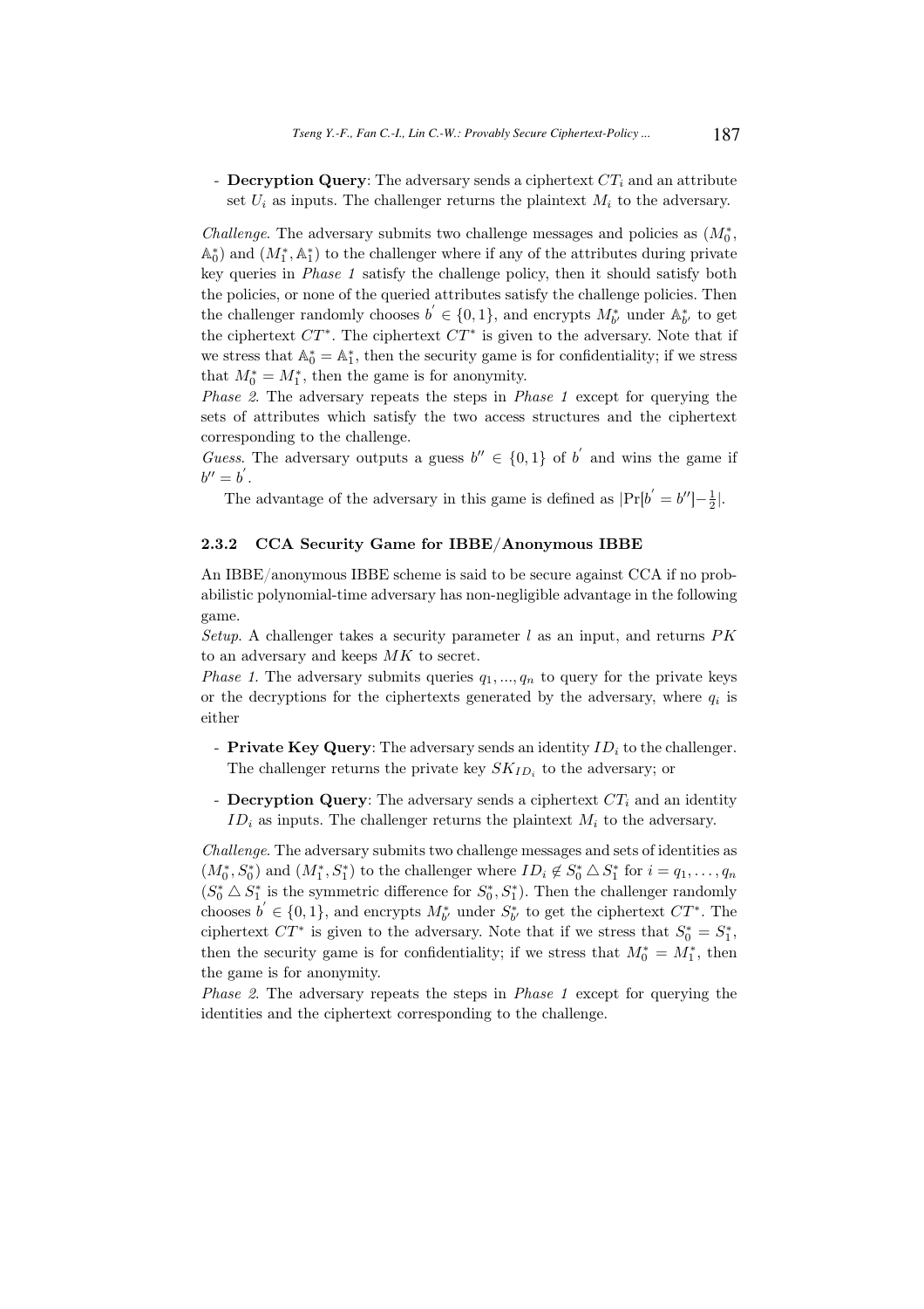- **Decryption Query**: The adversary sends a ciphertext $CT_i$ and an attribute set $U_i$ as inputs. The challenger returns the plaintext $M_i$ to the adversary.

*Challenge.* The adversary submits two challenge messages and policies as $(M_0^*, \mathbb{A}_0^*)$ and $(M_1^*, \mathbb{A}_1^*)$ to the challenger where if any of the attributes during private key queries in *Phase 1* satisfy the challenge policy, then it should satisfy both the policies, or none of the queried attributes satisfy the challenge policies. Then the challenger randomly chooses $b^{'} \in \{0, 1\}$, and encrypts $M_{b'}^*$ under $\mathbb{A}_{b'}^*$ to get the ciphertext $CT^*$. The ciphertext $CT^*$ is given to the adversary. Note that if we stress that $\mathbb{A}_0^* = \mathbb{A}_1^*$, then the security game is for confidentiality; if we stress that $M_0^* = M_1^*$, then the game is for anonymity.

*Phase 2.* The adversary repeats the steps in *Phase 1* except for querying the sets of attributes which satisfy the two access structures and the ciphertext corresponding to the challenge.

*Guess.* The adversary outputs a guess $b'' \in \{0, 1\}$ of $b^{'}$ and wins the game if $b'' = b^{'}$.

The advantage of the adversary in this game is defined as $|\Pr[b^{'} = b''] - \frac{1}{2}|$.

### 2.3.2 CCA Security Game for IBBE/Anonymous IBBE

An IBBE/anonymous IBBE scheme is said to be secure against CCA if no probabilistic polynomial-time adversary has non-negligible advantage in the following game.

*Setup.* A challenger takes a security parameter $l$ as an input, and returns $PK$ to an adversary and keeps $MK$ to secret.

*Phase 1.* The adversary submits queries $q_1, ..., q_n$ to query for the private keys or the decryptions for the ciphertexts generated by the adversary, where $q_i$ is either

- **Private Key Query**: The adversary sends an identity $ID_i$ to the challenger. The challenger returns the private key $SK_{ID_i}$ to the adversary; or

- **Decryption Query**: The adversary sends a ciphertext $CT_i$ and an identity $ID_i$ as inputs. The challenger returns the plaintext $M_i$ to the adversary.

*Challenge.* The adversary submits two challenge messages and sets of identities as $(M_0^*, S_0^*)$ and $(M_1^*, S_1^*)$ to the challenger where $ID_i \notin S_0^* \triangle S_1^*$ for $i = q_1, \ldots, q_n$ ($S_0^* \triangle S_1^*$ is the symmetric difference for $S_0^*, S_1^*$). Then the challenger randomly chooses $b^{'} \in \{0, 1\}$, and encrypts $M_{b'}^*$ under $S_{b'}^*$ to get the ciphertext $CT^*$. The ciphertext $CT^*$ is given to the adversary. Note that if we stress that $S_0^* = S_1^*$, then the security game is for confidentiality; if we stress that $M_0^* = M_1^*$, then the game is for anonymity.

*Phase 2.* The adversary repeats the steps in *Phase 1* except for querying the identities and the ciphertext corresponding to the challenge.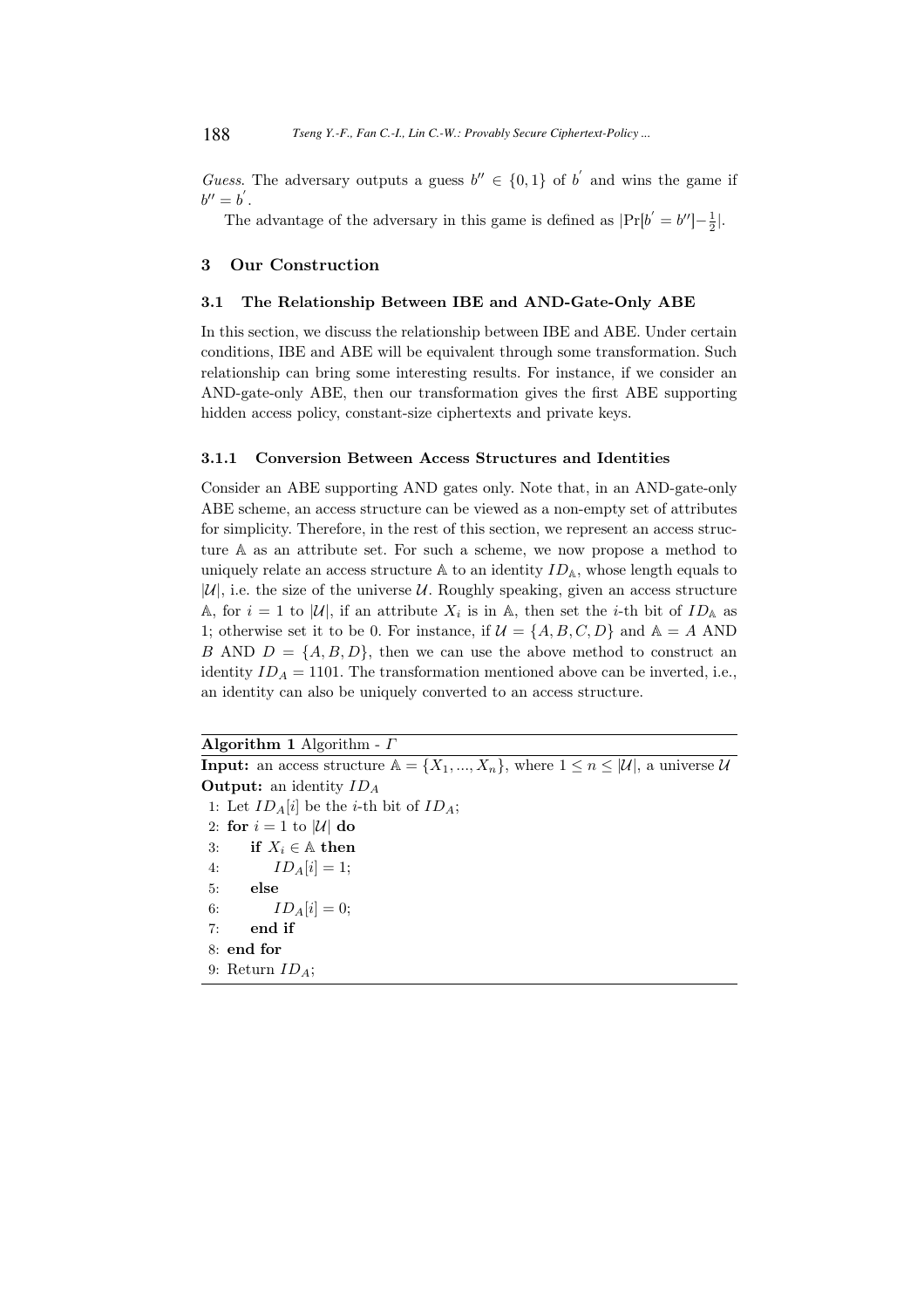*Guess*. The adversary outputs a guess $b'' \in \{0,1\}$ of $b^{'}$ and wins the game if $b'' = b^{'}$.

The advantage of the adversary in this game is defined as $|\Pr[b^{'} = b''] - \frac{1}{2}|$.

## 3 Our Construction

### 3.1 The Relationship Between IBE and AND-Gate-Only ABE

In this section, we discuss the relationship between IBE and ABE. Under certain conditions, IBE and ABE will be equivalent through some transformation. Such relationship can bring some interesting results. For instance, if we consider an AND-gate-only ABE, then our transformation gives the first ABE supporting hidden access policy, constant-size ciphertexts and private keys.

#### 3.1.1 Conversion Between Access Structures and Identities

Consider an ABE supporting AND gates only. Note that, in an AND-gate-only ABE scheme, an access structure can be viewed as a non-empty set of attributes for simplicity. Therefore, in the rest of this section, we represent an access structure $\mathbb{A}$ as an attribute set. For such a scheme, we now propose a method to uniquely relate an access structure $\mathbb{A}$ to an identity $ID_{\mathbb{A}}$, whose length equals to $|\mathcal{U}|$, i.e. the size of the universe $\mathcal{U}$. Roughly speaking, given an access structure $\mathbb{A}$, for $i = 1$ to $|\mathcal{U}|$, if an attribute $X_i$ is in $\mathbb{A}$, then set the $i$-th bit of $ID_{\mathbb{A}}$ as 1; otherwise set it to be 0. For instance, if $\mathcal{U} = \{A, B, C, D\}$ and $\mathbb{A} = A$ AND $B$ AND $D = \{A, B, D\}$, then we can use the above method to construct an identity $ID_A = 1101$. The transformation mentioned above can be inverted, i.e., an identity can also be uniquely converted to an access structure.

**Algorithm 1** Algorithm - $\Gamma$

**Input:** an access structure $\mathbb{A} = \{X_1, ..., X_n\}$, where $1 \leq n \leq |\mathcal{U}|$, a universe $\mathcal{U}$

**Output:** an identity $ID_A$

```
1: Let ID_A[i] be the i-th bit of ID_A;
2: for i = 1 to |U| do
3:     if X_i ∈ A then
4:         ID_A[i] = 1;
5:     else
6:         ID_A[i] = 0;
7:     end if
8: end for
9: Return ID_A;
```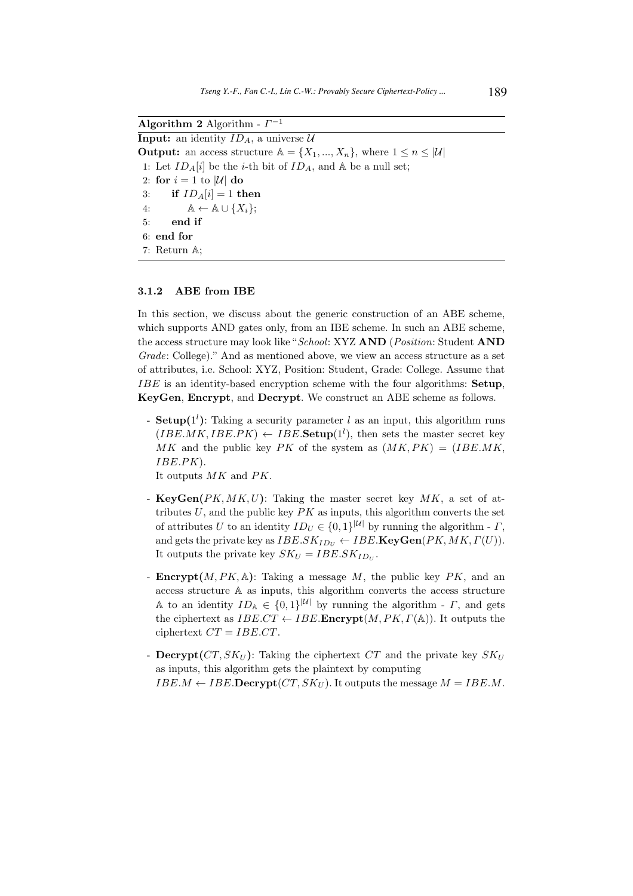**Algorithm 2** Algorithm - $\Gamma^{-1}$

```
Input: an identity ID_A, a universe U
Output: an access structure A = {X_1, ..., X_n}, where 1 ≤ n ≤ |U|
1: Let ID_A[i] be the i-th bit of ID_A, and A be a null set;
2: for i = 1 to |U| do
3:     if ID_A[i] = 1 then
4:         A ← A ∪ {X_i};
5:     end if
6: end for
7: Return A;
```

#### 3.1.2 ABE from IBE

In this section, we discuss about the generic construction of an ABE scheme, which supports AND gates only, from an IBE scheme. In such an ABE scheme, the access structure may look like "*School*: XYZ **AND** (*Position*: Student **AND** *Grade*: College)." And as mentioned above, we view an access structure as a set of attributes, i.e. School: XYZ, Position: Student, Grade: College. Assume that $IBE$ is an identity-based encryption scheme with the four algorithms: **Setup**, **KeyGen**, **Encrypt**, and **Decrypt**. We construct an ABE scheme as follows.

- **Setup($1^l$)**: Taking a security parameter $l$ as an input, this algorithm runs $(IBE.MK, IBE.PK) \leftarrow IBE.\textbf{Setup}(1^l)$, then sets the master secret key $MK$ and the public key $PK$ of the system as $(MK, PK) = (IBE.MK, IBE.PK)$.
  It outputs $MK$ and $PK$.

- **KeyGen($PK, MK, U$)**: Taking the master secret key $MK$, a set of attributes $U$, and the public key $PK$ as inputs, this algorithm converts the set of attributes $U$ to an identity $ID_U \in \{0,1\}^{|\mathcal{U}|}$ by running the algorithm - $\Gamma$, and gets the private key as $IBE.SK_{ID_U} \leftarrow IBE.\textbf{KeyGen}(PK, MK, \Gamma(U))$. It outputs the private key $SK_U = IBE.SK_{ID_U}$.

- **Encrypt($M, PK, \mathbb{A}$)**: Taking a message $M$, the public key $PK$, and an access structure $\mathbb{A}$ as inputs, this algorithm converts the access structure $\mathbb{A}$ to an identity $ID_{\mathbb{A}} \in \{0,1\}^{|\mathcal{U}|}$ by running the algorithm - $\Gamma$, and gets the ciphertext as $IBE.CT \leftarrow IBE.\textbf{Encrypt}(M, PK, \Gamma(\mathbb{A}))$. It outputs the ciphertext $CT = IBE.CT$.

- **Decrypt($CT, SK_U$)**: Taking the ciphertext $CT$ and the private key $SK_U$ as inputs, this algorithm gets the plaintext by computing $IBE.M \leftarrow IBE.\textbf{Decrypt}(CT, SK_U)$. It outputs the message $M = IBE.M$.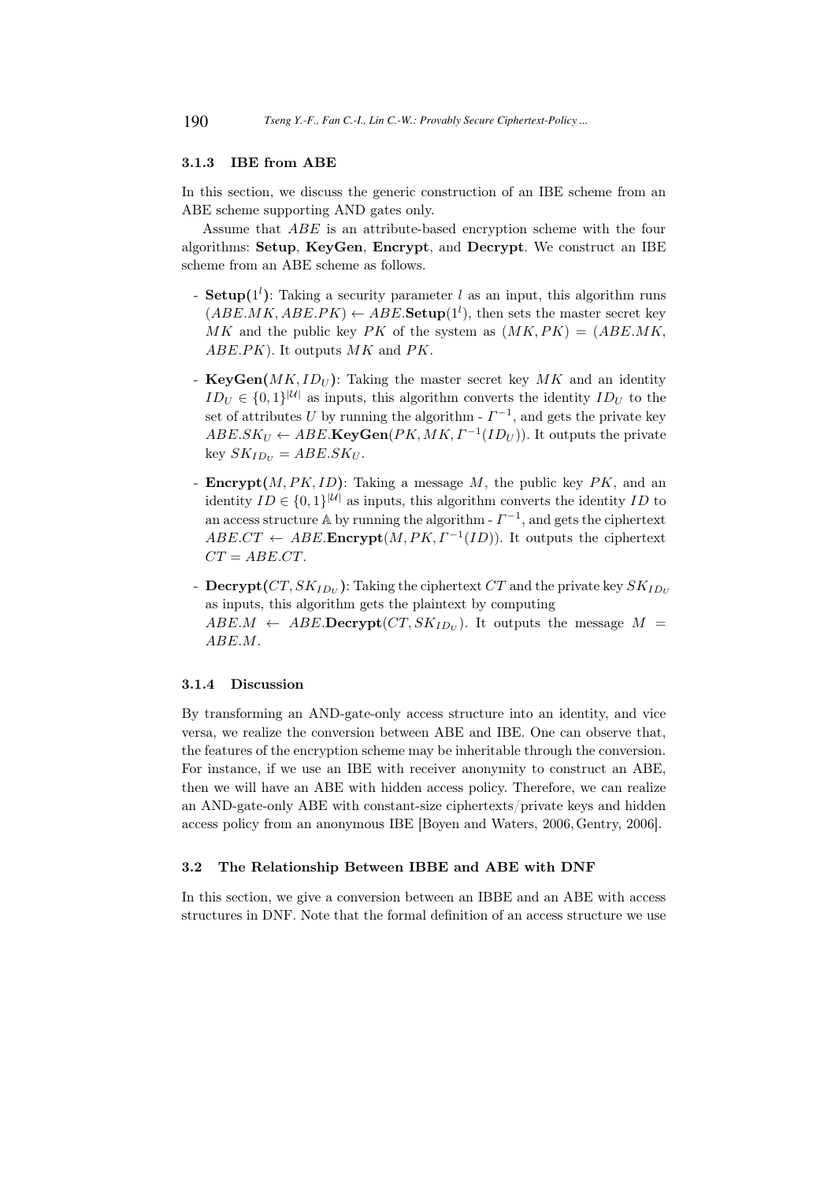### 3.1.3 IBE from ABE

In this section, we discuss the generic construction of an IBE scheme from an ABE scheme supporting AND gates only.

Assume that $ABE$ is an attribute-based encryption scheme with the four algorithms: **Setup**, **KeyGen**, **Encrypt**, and **Decrypt**. We construct an IBE scheme from an ABE scheme as follows.

- **Setup($1^l$)**: Taking a security parameter $l$ as an input, this algorithm runs $(ABE.MK, ABE.PK) \leftarrow ABE.\mathbf{Setup}(1^l)$, then sets the master secret key $MK$ and the public key $PK$ of the system as $(MK, PK) = (ABE.MK, ABE.PK)$. It outputs $MK$ and $PK$.
- **KeyGen($MK, ID_U$)**: Taking the master secret key $MK$ and an identity $ID_U \in \{0,1\}^{|\mathcal{U}|}$ as inputs, this algorithm converts the identity $ID_U$ to the set of attributes $U$ by running the algorithm - $\Gamma^{-1}$, and gets the private key $ABE.SK_U \leftarrow ABE.\mathbf{KeyGen}(PK, MK, \Gamma^{-1}(ID_U))$. It outputs the private key $SK_{ID_U} = ABE.SK_U$.
- **Encrypt($M, PK, ID$)**: Taking a message $M$, the public key $PK$, and an identity $ID \in \{0,1\}^{|\mathcal{U}|}$ as inputs, this algorithm converts the identity $ID$ to an access structure $\mathbb{A}$ by running the algorithm - $\Gamma^{-1}$, and gets the ciphertext $ABE.CT \leftarrow ABE.\mathbf{Encrypt}(M, PK, \Gamma^{-1}(ID))$. It outputs the ciphertext $CT = ABE.CT$.
- **Decrypt($CT, SK_{ID_U}$)**: Taking the ciphertext $CT$ and the private key $SK_{ID_U}$ as inputs, this algorithm gets the plaintext by computing $ABE.M \leftarrow ABE.\mathbf{Decrypt}(CT, SK_{ID_U})$. It outputs the message $M = ABE.M$.

### 3.1.4 Discussion

By transforming an AND-gate-only access structure into an identity, and vice versa, we realize the conversion between ABE and IBE. One can observe that, the features of the encryption scheme may be inheritable through the conversion. For instance, if we use an IBE with receiver anonymity to construct an ABE, then we will have an ABE with hidden access policy. Therefore, we can realize an AND-gate-only ABE with constant-size ciphertexts/private keys and hidden access policy from an anonymous IBE [Boyen and Waters, 2006, Gentry, 2006].

## 3.2 The Relationship Between IBBE and ABE with DNF

In this section, we give a conversion between an IBBE and an ABE with access structures in DNF. Note that the formal definition of an access structure we use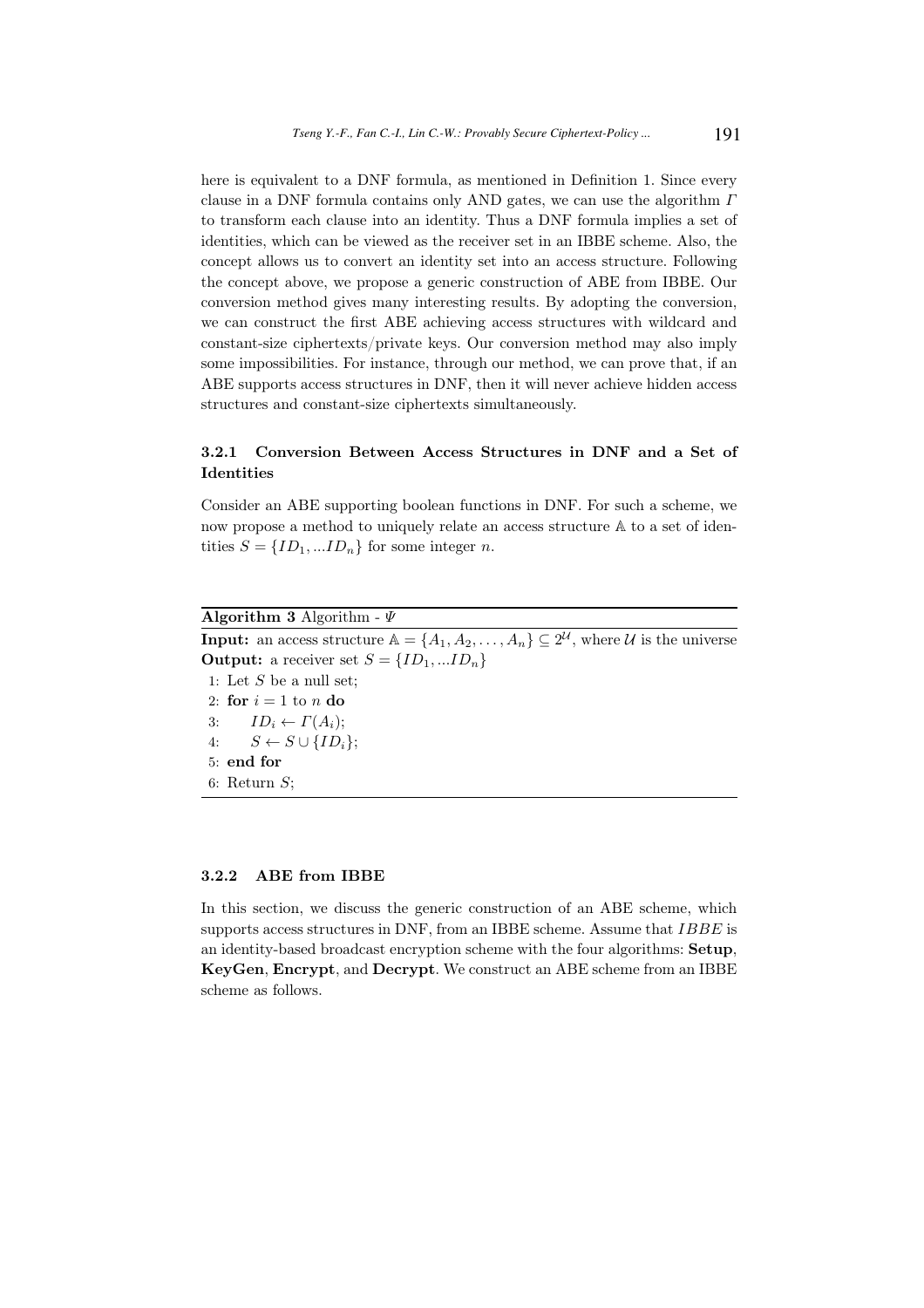here is equivalent to a DNF formula, as mentioned in Definition 1. Since every clause in a DNF formula contains only AND gates, we can use the algorithm $\Gamma$ to transform each clause into an identity. Thus a DNF formula implies a set of identities, which can be viewed as the receiver set in an IBBE scheme. Also, the concept allows us to convert an identity set into an access structure. Following the concept above, we propose a generic construction of ABE from IBBE. Our conversion method gives many interesting results. By adopting the conversion, we can construct the first ABE achieving access structures with wildcard and constant-size ciphertexts/private keys. Our conversion method may also imply some impossibilities. For instance, through our method, we can prove that, if an ABE supports access structures in DNF, then it will never achieve hidden access structures and constant-size ciphertexts simultaneously.

#### 3.2.1 Conversion Between Access Structures in DNF and a Set of Identities

Consider an ABE supporting boolean functions in DNF. For such a scheme, we now propose a method to uniquely relate an access structure $\mathbb{A}$ to a set of identities $S = \{ID_1, ...ID_n\}$ for some integer $n$.

---

**Algorithm 3** Algorithm - $\Psi$

---

**Input:** an access structure $\mathbb{A} = \{A_1, A_2, \ldots, A_n\} \subseteq 2^{\mathcal{U}}$, where $\mathcal{U}$ is the universe
**Output:** a receiver set $S = \{ID_1, ...ID_n\}$

1: Let $S$ be a null set;
2: **for** $i = 1$ to $n$ **do**
3: $\quad ID_i \leftarrow \Gamma(A_i)$;
4: $\quad S \leftarrow S \cup \{ID_i\}$;
5: **end for**
6: Return $S$;

---

#### 3.2.2 ABE from IBBE

In this section, we discuss the generic construction of an ABE scheme, which supports access structures in DNF, from an IBBE scheme. Assume that $IBBE$ is an identity-based broadcast encryption scheme with the four algorithms: **Setup**, **KeyGen**, **Encrypt**, and **Decrypt**. We construct an ABE scheme from an IBBE scheme as follows.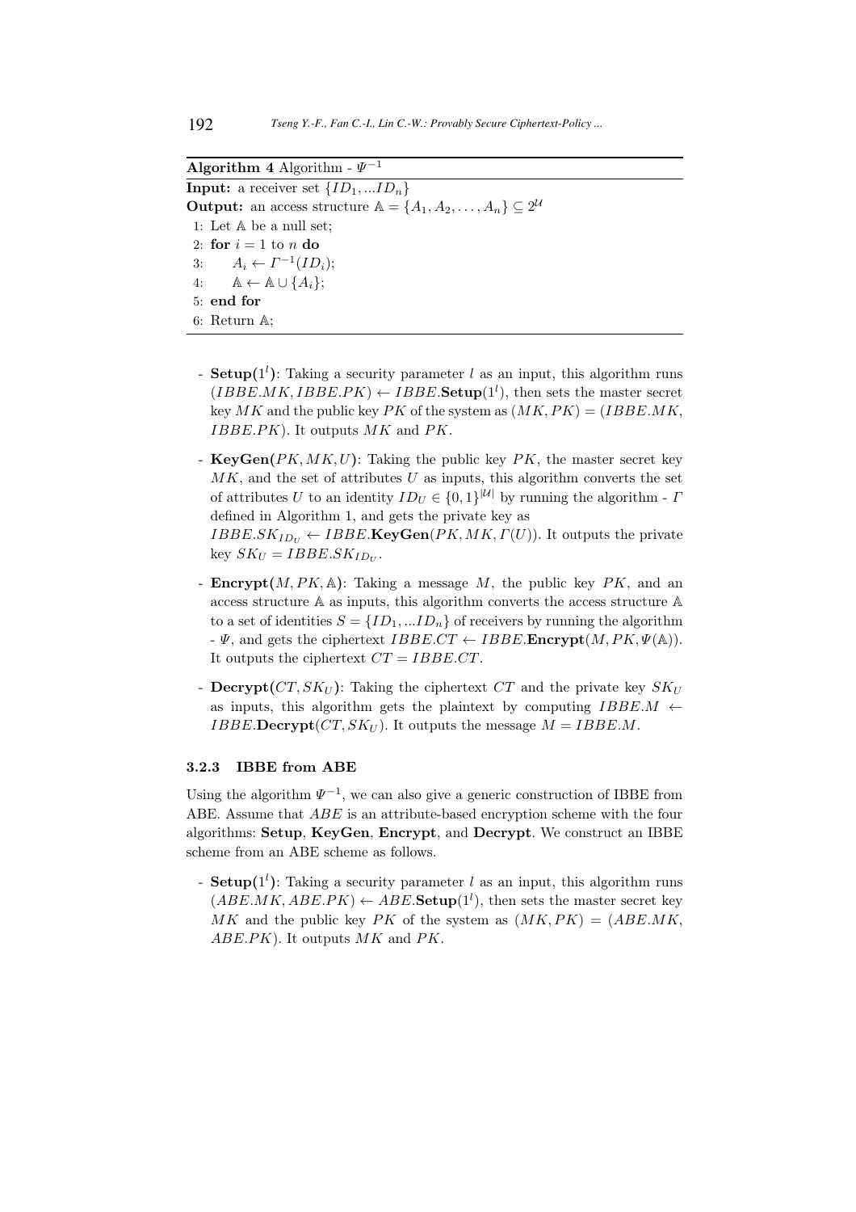**Algorithm 4** Algorithm - $\Psi^{-1}$

**Input:** a receiver set $\{ID_1, ...ID_n\}$
**Output:** an access structure $\mathbb{A} = \{A_1, A_2, \ldots, A_n\} \subseteq 2^{\mathcal{U}}$

```
1: Let 𝔸 be a null set;
2: for i = 1 to n do
3:     A_i ← Γ^{-1}(ID_i);
4:     𝔸 ← 𝔸 ∪ {A_i};
5: end for
6: Return 𝔸;
```

- **Setup($1^l$)**: Taking a security parameter $l$ as an input, this algorithm runs $(IBBE.MK, IBBE.PK) \leftarrow IBBE.\mathbf{Setup}(1^l)$, then sets the master secret key $MK$ and the public key $PK$ of the system as $(MK, PK) = (IBBE.MK, IBBE.PK)$. It outputs $MK$ and $PK$.

- **KeyGen($PK, MK, U$)**: Taking the public key $PK$, the master secret key $MK$, and the set of attributes $U$ as inputs, this algorithm converts the set of attributes $U$ to an identity $ID_U \in \{0,1\}^{|\mathcal{U}|}$ by running the algorithm - $\Gamma$ defined in Algorithm 1, and gets the private key as $IBBE.SK_{ID_U} \leftarrow IBBE.\mathbf{KeyGen}(PK, MK, \Gamma(U))$. It outputs the private key $SK_U = IBBE.SK_{ID_U}$.

- **Encrypt($M, PK, \mathbb{A}$)**: Taking a message $M$, the public key $PK$, and an access structure $\mathbb{A}$ as inputs, this algorithm converts the access structure $\mathbb{A}$ to a set of identities $S = \{ID_1, ...ID_n\}$ of receivers by running the algorithm - $\Psi$, and gets the ciphertext $IBBE.CT \leftarrow IBBE.\mathbf{Encrypt}(M, PK, \Psi(\mathbb{A}))$. It outputs the ciphertext $CT = IBBE.CT$.

- **Decrypt($CT, SK_U$)**: Taking the ciphertext $CT$ and the private key $SK_U$ as inputs, this algorithm gets the plaintext by computing $IBBE.M \leftarrow IBBE.\mathbf{Decrypt}(CT, SK_U)$. It outputs the message $M = IBBE.M$.

#### 3.2.3 IBBE from ABE

Using the algorithm $\Psi^{-1}$, we can also give a generic construction of IBBE from ABE. Assume that $ABE$ is an attribute-based encryption scheme with the four algorithms: **Setup**, **KeyGen**, **Encrypt**, and **Decrypt**. We construct an IBBE scheme from an ABE scheme as follows.

- **Setup($1^l$)**: Taking a security parameter $l$ as an input, this algorithm runs $(ABE.MK, ABE.PK) \leftarrow ABE.\mathbf{Setup}(1^l)$, then sets the master secret key $MK$ and the public key $PK$ of the system as $(MK, PK) = (ABE.MK, ABE.PK)$. It outputs $MK$ and $PK$.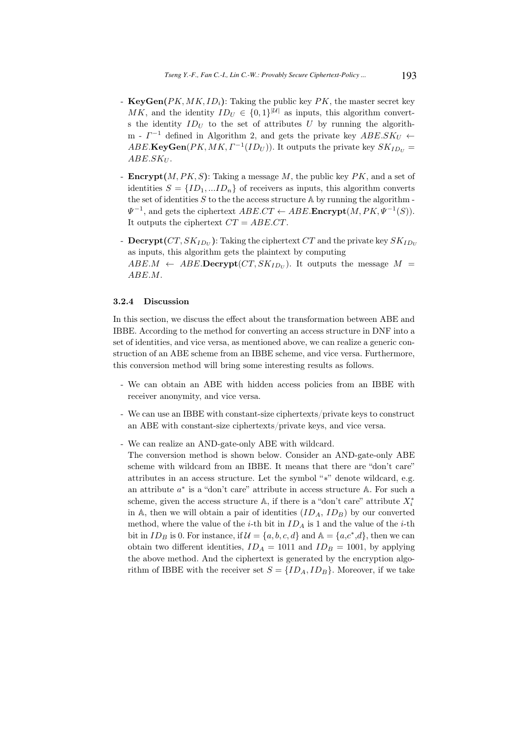- **KeyGen(**$PK, MK, ID_i$**)**: Taking the public key $PK$, the master secret key $MK$, and the identity $ID_U \in \{0,1\}^{|\mathcal{U}|}$ as inputs, this algorithm converts the identity $ID_U$ to the set of attributes $U$ by running the algorithm - $\Gamma^{-1}$ defined in Algorithm 2, and gets the private key $ABE.SK_U \leftarrow ABE.\mathbf{KeyGen}(PK, MK, \Gamma^{-1}(ID_U))$. It outputs the private key $SK_{ID_U} = ABE.SK_U$.

- **Encrypt(**$M, PK, S$**)**: Taking a message $M$, the public key $PK$, and a set of identities $S = \{ID_1, ...ID_n\}$ of receivers as inputs, this algorithm converts the set of identities $S$ to the the access structure $\mathbb{A}$ by running the algorithm - $\Psi^{-1}$, and gets the ciphertext $ABE.CT \leftarrow ABE.\mathbf{Encrypt}(M, PK, \Psi^{-1}(S))$. It outputs the ciphertext $CT = ABE.CT$.

- **Decrypt(**$CT, SK_{ID_U}$**)**: Taking the ciphertext $CT$ and the private key $SK_{ID_U}$ as inputs, this algorithm gets the plaintext by computing $ABE.M \leftarrow ABE.\mathbf{Decrypt}(CT, SK_{ID_U})$. It outputs the message $M = ABE.M$.

#### 3.2.4 Discussion

In this section, we discuss the effect about the transformation between ABE and IBBE. According to the method for converting an access structure in DNF into a set of identities, and vice versa, as mentioned above, we can realize a generic construction of an ABE scheme from an IBBE scheme, and vice versa. Furthermore, this conversion method will bring some interesting results as follows.

- We can obtain an ABE with hidden access policies from an IBBE with receiver anonymity, and vice versa.

- We can use an IBBE with constant-size ciphertexts/private keys to construct an ABE with constant-size ciphertexts/private keys, and vice versa.

- We can realize an AND-gate-only ABE with wildcard.
  The conversion method is shown below. Consider an AND-gate-only ABE scheme with wildcard from an IBBE. It means that there are "don't care" attributes in an access structure. Let the symbol "$*$" denote wildcard, e.g. an attribute $a^*$ is a "don't care" attribute in access structure $\mathbb{A}$. For such a scheme, given the access structure $\mathbb{A}$, if there is a "don't care" attribute $X_i^*$ in $\mathbb{A}$, then we will obtain a pair of identities ($ID_A$, $ID_B$) by our converted method, where the value of the $i$-th bit in $ID_A$ is 1 and the value of the $i$-th bit in $ID_B$ is 0. For instance, if $\mathcal{U} = \{a, b, c, d\}$ and $\mathbb{A} = \{a, c^*, d\}$, then we can obtain two different identities, $ID_A = 1011$ and $ID_B = 1001$, by applying the above method. And the ciphertext is generated by the encryption algorithm of IBBE with the receiver set $S = \{ID_A, ID_B\}$. Moreover, if we take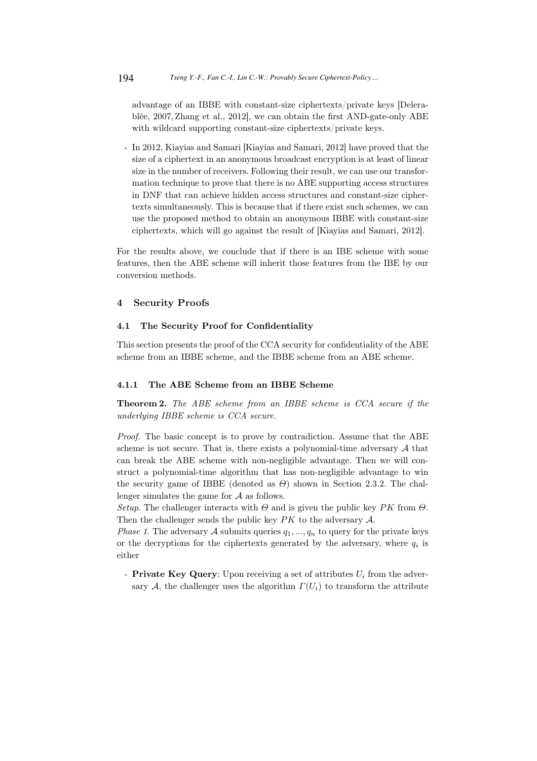advantage of an IBBE with constant-size ciphertexts/private keys [Delerablée, 2007, Zhang et al., 2012], we can obtain the first AND-gate-only ABE with wildcard supporting constant-size ciphertexts/private keys.

- In 2012, Kiayias and Samari [Kiayias and Samari, 2012] have proved that the size of a ciphertext in an anonymous broadcast encryption is at least of linear size in the number of receivers. Following their result, we can use our transformation technique to prove that there is no ABE supporting access structures in DNF that can achieve hidden access structures and constant-size ciphertexts simultaneously. This is because that if there exist such schemes, we can use the proposed method to obtain an anonymous IBBE with constant-size ciphertexts, which will go against the result of [Kiayias and Samari, 2012].

For the results above, we conclude that if there is an IBE scheme with some features, then the ABE scheme will inherit those features from the IBE by our conversion methods.

## 4 Security Proofs

### 4.1 The Security Proof for Confidentiality

This section presents the proof of the CCA security for confidentiality of the ABE scheme from an IBBE scheme, and the IBBE scheme from an ABE scheme.

#### 4.1.1 The ABE Scheme from an IBBE Scheme

**Theorem 2.** *The ABE scheme from an IBBE scheme is CCA secure if the underlying IBBE scheme is CCA secure.*

*Proof.* The basic concept is to prove by contradiction. Assume that the ABE scheme is not secure. That is, there exists a polynomial-time adversary $\mathcal{A}$ that can break the ABE scheme with non-negligible advantage. Then we will construct a polynomial-time algorithm that has non-negligible advantage to win the security game of IBBE (denoted as $\Theta$) shown in Section 2.3.2. The challenger simulates the game for $\mathcal{A}$ as follows.

*Setup.* The challenger interacts with $\Theta$ and is given the public key $PK$ from $\Theta$. Then the challenger sends the public key $PK$ to the adversary $\mathcal{A}$.

*Phase 1.* The adversary $\mathcal{A}$ submits queries $q_1, ..., q_n$ to query for the private keys or the decryptions for the ciphertexts generated by the adversary, where $q_i$ is either

- **Private Key Query**: Upon receiving a set of attributes $U_i$ from the adversary $\mathcal{A}$, the challenger uses the algorithm $\Gamma(U_i)$ to transform the attribute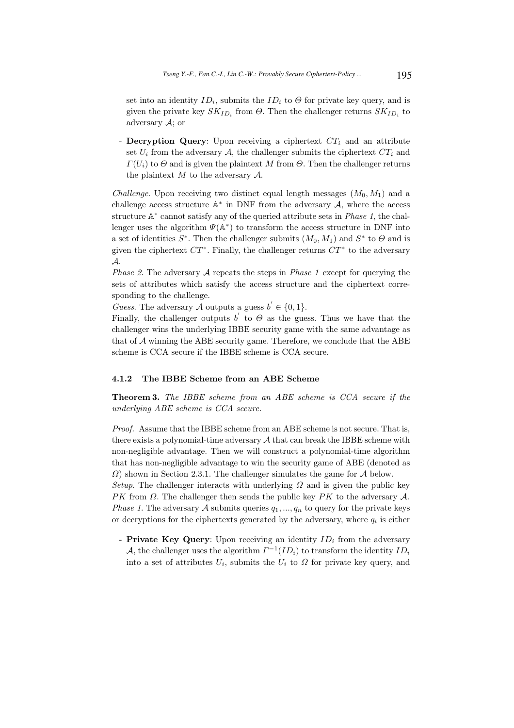set into an identity $ID_i$, submits the $ID_i$ to $\Theta$ for private key query, and is given the private key $SK_{ID_i}$ from $\Theta$. Then the challenger returns $SK_{ID_i}$ to adversary $\mathcal{A}$; or

- **Decryption Query**: Upon receiving a ciphertext $CT_i$ and an attribute set $U_i$ from the adversary $\mathcal{A}$, the challenger submits the ciphertext $CT_i$ and $\Gamma(U_i)$ to $\Theta$ and is given the plaintext $M$ from $\Theta$. Then the challenger returns the plaintext $M$ to the adversary $\mathcal{A}$.

*Challenge*. Upon receiving two distinct equal length messages $(M_0, M_1)$ and a challenge access structure $\mathbb{A}^*$ in DNF from the adversary $\mathcal{A}$, where the access structure $\mathbb{A}^*$ cannot satisfy any of the queried attribute sets in *Phase 1*, the challenger uses the algorithm $\Psi(\mathbb{A}^*)$ to transform the access structure in DNF into a set of identities $S^*$. Then the challenger submits $(M_0, M_1)$ and $S^*$ to $\Theta$ and is given the ciphertext $CT^*$. Finally, the challenger returns $CT^*$ to the adversary $\mathcal{A}$.

*Phase 2*. The adversary $\mathcal{A}$ repeats the steps in *Phase 1* except for querying the sets of attributes which satisfy the access structure and the ciphertext corresponding to the challenge.

*Guess*. The adversary $\mathcal{A}$ outputs a guess $b' \in \{0, 1\}$.

Finally, the challenger outputs $b'$ to $\Theta$ as the guess. Thus we have that the challenger wins the underlying IBBE security game with the same advantage as that of $\mathcal{A}$ winning the ABE security game. Therefore, we conclude that the ABE scheme is CCA secure if the IBBE scheme is CCA secure.

#### 4.1.2 The IBBE Scheme from an ABE Scheme

**Theorem 3.** *The IBBE scheme from an ABE scheme is CCA secure if the underlying ABE scheme is CCA secure.*

*Proof.* Assume that the IBBE scheme from an ABE scheme is not secure. That is, there exists a polynomial-time adversary $\mathcal{A}$ that can break the IBBE scheme with non-negligible advantage. Then we will construct a polynomial-time algorithm that has non-negligible advantage to win the security game of ABE (denoted as $\Omega$) shown in Section 2.3.1. The challenger simulates the game for $\mathcal{A}$ below.

*Setup*. The challenger interacts with underlying $\Omega$ and is given the public key $PK$ from $\Omega$. The challenger then sends the public key $PK$ to the adversary $\mathcal{A}$.

*Phase 1*. The adversary $\mathcal{A}$ submits queries $q_1, ..., q_n$ to query for the private keys or decryptions for the ciphertexts generated by the adversary, where $q_i$ is either

- **Private Key Query**: Upon receiving an identity $ID_i$ from the adversary $\mathcal{A}$, the challenger uses the algorithm $\Gamma^{-1}(ID_i)$ to transform the identity $ID_i$ into a set of attributes $U_i$, submits the $U_i$ to $\Omega$ for private key query, and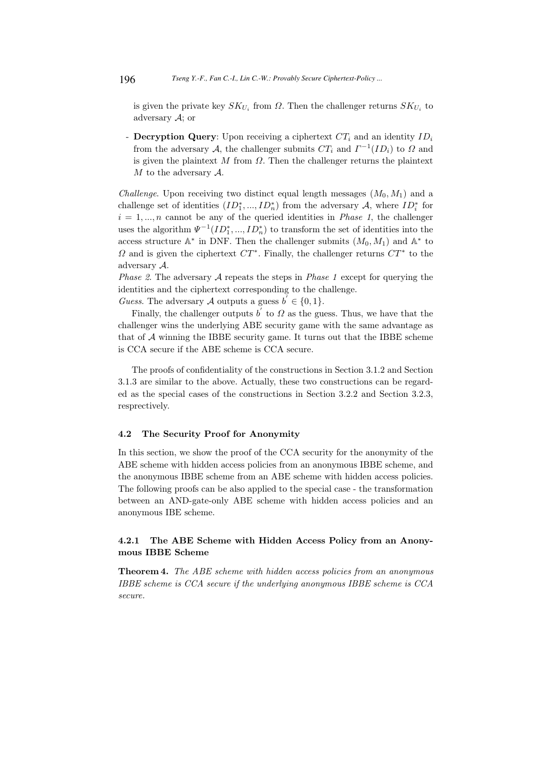is given the private key $SK_{U_i}$ from $\Omega$. Then the challenger returns $SK_{U_i}$ to adversary $\mathcal{A}$; or

- **Decryption Query**: Upon receiving a ciphertext $CT_i$ and an identity $ID_i$ from the adversary $\mathcal{A}$, the challenger submits $CT_i$ and $\Gamma^{-1}(ID_i)$ to $\Omega$ and is given the plaintext $M$ from $\Omega$. Then the challenger returns the plaintext $M$ to the adversary $\mathcal{A}$.

*Challenge*. Upon receiving two distinct equal length messages $(M_0, M_1)$ and a challenge set of identities $(ID_1^*, ..., ID_n^*)$ from the adversary $\mathcal{A}$, where $ID_i^*$ for $i = 1, ..., n$ cannot be any of the queried identities in *Phase 1*, the challenger uses the algorithm $\Psi^{-1}(ID_1^*, ..., ID_n^*)$ to transform the set of identities into the access structure $\mathbb{A}^*$ in DNF. Then the challenger submits $(M_0, M_1)$ and $\mathbb{A}^*$ to $\Omega$ and is given the ciphertext $CT^*$. Finally, the challenger returns $CT^*$ to the adversary $\mathcal{A}$.

*Phase 2*. The adversary $\mathcal{A}$ repeats the steps in *Phase 1* except for querying the identities and the ciphertext corresponding to the challenge.

*Guess*. The adversary $\mathcal{A}$ outputs a guess $b' \in \{0, 1\}$.

Finally, the challenger outputs $b'$ to $\Omega$ as the guess. Thus, we have that the challenger wins the underlying ABE security game with the same advantage as that of $\mathcal{A}$ winning the IBBE security game. It turns out that the IBBE scheme is CCA secure if the ABE scheme is CCA secure.

The proofs of confidentiality of the constructions in Section 3.1.2 and Section 3.1.3 are similar to the above. Actually, these two constructions can be regarded as the special cases of the constructions in Section 3.2.2 and Section 3.2.3, resprectively.

### 4.2 The Security Proof for Anonymity

In this section, we show the proof of the CCA security for the anonymity of the ABE scheme with hidden access policies from an anonymous IBBE scheme, and the anonymous IBBE scheme from an ABE scheme with hidden access policies. The following proofs can be also applied to the special case - the transformation between an AND-gate-only ABE scheme with hidden access policies and an anonymous IBE scheme.

#### 4.2.1 The ABE Scheme with Hidden Access Policy from an Anonymous IBBE Scheme

**Theorem 4.** *The ABE scheme with hidden access policies from an anonymous IBBE scheme is CCA secure if the underlying anonymous IBBE scheme is CCA secure.*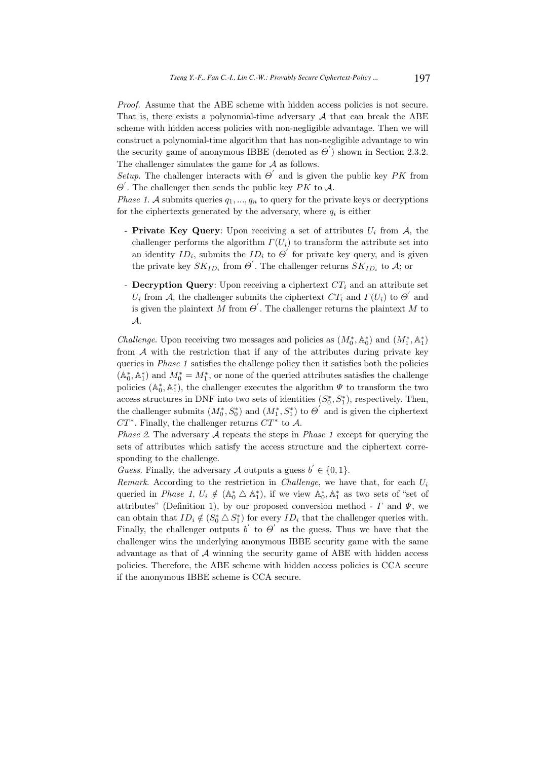*Proof.* Assume that the ABE scheme with hidden access policies is not secure. That is, there exists a polynomial-time adversary $\mathcal{A}$ that can break the ABE scheme with hidden access policies with non-negligible advantage. Then we will construct a polynomial-time algorithm that has non-negligible advantage to win the security game of anonymous IBBE (denoted as $\Theta^{'}$) shown in Section 2.3.2. The challenger simulates the game for $\mathcal{A}$ as follows.

*Setup.* The challenger interacts with $\Theta^{'}$ and is given the public key $PK$ from $\Theta^{'}$. The challenger then sends the public key $PK$ to $\mathcal{A}$.

*Phase 1.* $\mathcal{A}$ submits queries $q_1, ..., q_n$ to query for the private keys or decryptions for the ciphertexts generated by the adversary, where $q_i$ is either

- **Private Key Query**: Upon receiving a set of attributes $U_i$ from $\mathcal{A}$, the challenger performs the algorithm $\Gamma(U_i)$ to transform the attribute set into an identity $ID_i$, submits the $ID_i$ to $\Theta^{'}$ for private key query, and is given the private key $SK_{ID_i}$ from $\Theta^{'}$. The challenger returns $SK_{ID_i}$ to $\mathcal{A}$; or
- **Decryption Query**: Upon receiving a ciphertext $CT_i$ and an attribute set $U_i$ from $\mathcal{A}$, the challenger submits the ciphertext $CT_i$ and $\Gamma(U_i)$ to $\Theta^{'}$ and is given the plaintext $M$ from $\Theta^{'}$. The challenger returns the plaintext $M$ to $\mathcal{A}$.

*Challenge.* Upon receiving two messages and policies as $(M_0^*, \mathbb{A}_0^*)$ and $(M_1^*, \mathbb{A}_1^*)$ from $\mathcal{A}$ with the restriction that if any of the attributes during private key queries in *Phase 1* satisfies the challenge policy then it satisfies both the policies $(\mathbb{A}_0^*, \mathbb{A}_1^*)$ and $M_0^* = M_1^*$, or none of the queried attributes satisfies the challenge policies $(\mathbb{A}_0^*, \mathbb{A}_1^*)$, the challenger executes the algorithm $\Psi$ to transform the two access structures in DNF into two sets of identities $(S_0^*, S_1^*)$, respectively. Then, the challenger submits $(M_0^*, S_0^*)$ and $(M_1^*, S_1^*)$ to $\Theta^{'}$ and is given the ciphertext $CT^*$. Finally, the challenger returns $CT^*$ to $\mathcal{A}$.

*Phase 2.* The adversary $\mathcal{A}$ repeats the steps in *Phase 1* except for querying the sets of attributes which satisfy the access structure and the ciphertext corresponding to the challenge.

*Guess.* Finally, the adversary $\mathcal{A}$ outputs a guess $b^{'} \in \{0, 1\}$.

*Remark.* According to the restriction in *Challenge*, we have that, for each $U_i$ queried in *Phase 1*, $U_i \notin (\mathbb{A}_0^* \triangle \mathbb{A}_1^*)$, if we view $\mathbb{A}_0^*, \mathbb{A}_1^*$ as two sets of "set of attributes" (Definition 1), by our proposed conversion method - $\Gamma$ and $\Psi$, we can obtain that $ID_i \notin (S_0^* \triangle S_1^*)$ for every $ID_i$ that the challenger queries with. Finally, the challenger outputs $b^{'}$ to $\Theta^{'}$ as the guess. Thus we have that the challenger wins the underlying anonymous IBBE security game with the same advantage as that of $\mathcal{A}$ winning the security game of ABE with hidden access policies. Therefore, the ABE scheme with hidden access policies is CCA secure if the anonymous IBBE scheme is CCA secure.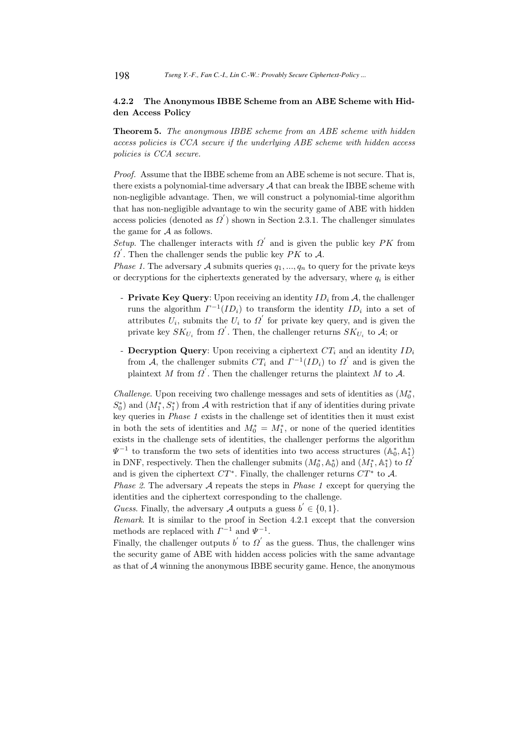#### 4.2.2 The Anonymous IBBE Scheme from an ABE Scheme with Hidden Access Policy

**Theorem 5.** *The anonymous IBBE scheme from an ABE scheme with hidden access policies is CCA secure if the underlying ABE scheme with hidden access policies is CCA secure.*

*Proof.* Assume that the IBBE scheme from an ABE scheme is not secure. That is, there exists a polynomial-time adversary $\mathcal{A}$ that can break the IBBE scheme with non-negligible advantage. Then, we will construct a polynomial-time algorithm that has non-negligible advantage to win the security game of ABE with hidden access policies (denoted as $\Omega^{'}$) shown in Section 2.3.1. The challenger simulates the game for $\mathcal{A}$ as follows.

*Setup*. The challenger interacts with $\Omega^{'}$ and is given the public key $PK$ from $\Omega^{'}$. Then the challenger sends the public key $PK$ to $\mathcal{A}$.

*Phase 1*. The adversary $\mathcal{A}$ submits queries $q_1, ..., q_n$ to query for the private keys or decryptions for the ciphertexts generated by the adversary, where $q_i$ is either

- **Private Key Query**: Upon receiving an identity $ID_i$ from $\mathcal{A}$, the challenger runs the algorithm $\Gamma^{-1}(ID_i)$ to transform the identity $ID_i$ into a set of attributes $U_i$, submits the $U_i$ to $\Omega^{'}$ for private key query, and is given the private key $SK_{U_i}$ from $\Omega^{'}$. Then, the challenger returns $SK_{U_i}$ to $\mathcal{A}$; or
- **Decryption Query**: Upon receiving a ciphertext $CT_i$ and an identity $ID_i$ from $\mathcal{A}$, the challenger submits $CT_i$ and $\Gamma^{-1}(ID_i)$ to $\Omega^{'}$ and is given the plaintext $M$ from $\Omega^{'}$. Then the challenger returns the plaintext $M$ to $\mathcal{A}$.

*Challenge*. Upon receiving two challenge messages and sets of identities as ($M_0^*$, $S_0^*$) and ($M_1^*, S_1^*$) from $\mathcal{A}$ with restriction that if any of identities during private key queries in *Phase 1* exists in the challenge set of identities then it must exist in both the sets of identities and $M_0^* = M_1^*$, or none of the queried identities exists in the challenge sets of identities, the challenger performs the algorithm $\Psi^{-1}$ to transform the two sets of identities into two access structures $(\mathbb{A}_0^*, \mathbb{A}_1^*)$ in DNF, respectively. Then the challenger submits $(M_0^*, \mathbb{A}_0^*)$ and $(M_1^*, \mathbb{A}_1^*)$ to $\Omega^{'}$ and is given the ciphertext $CT^*$. Finally, the challenger returns $CT^*$ to $\mathcal{A}$.

*Phase 2*. The adversary $\mathcal{A}$ repeats the steps in *Phase 1* except for querying the identities and the ciphertext corresponding to the challenge.

*Guess*. Finally, the adversary $\mathcal{A}$ outputs a guess $b^{'} \in \{0, 1\}$.

*Remark*. It is similar to the proof in Section 4.2.1 except that the conversion methods are replaced with $\Gamma^{-1}$ and $\Psi^{-1}$.

Finally, the challenger outputs $b^{'}$ to $\Omega^{'}$ as the guess. Thus, the challenger wins the security game of ABE with hidden access policies with the same advantage as that of $\mathcal{A}$ winning the anonymous IBBE security game. Hence, the anonymous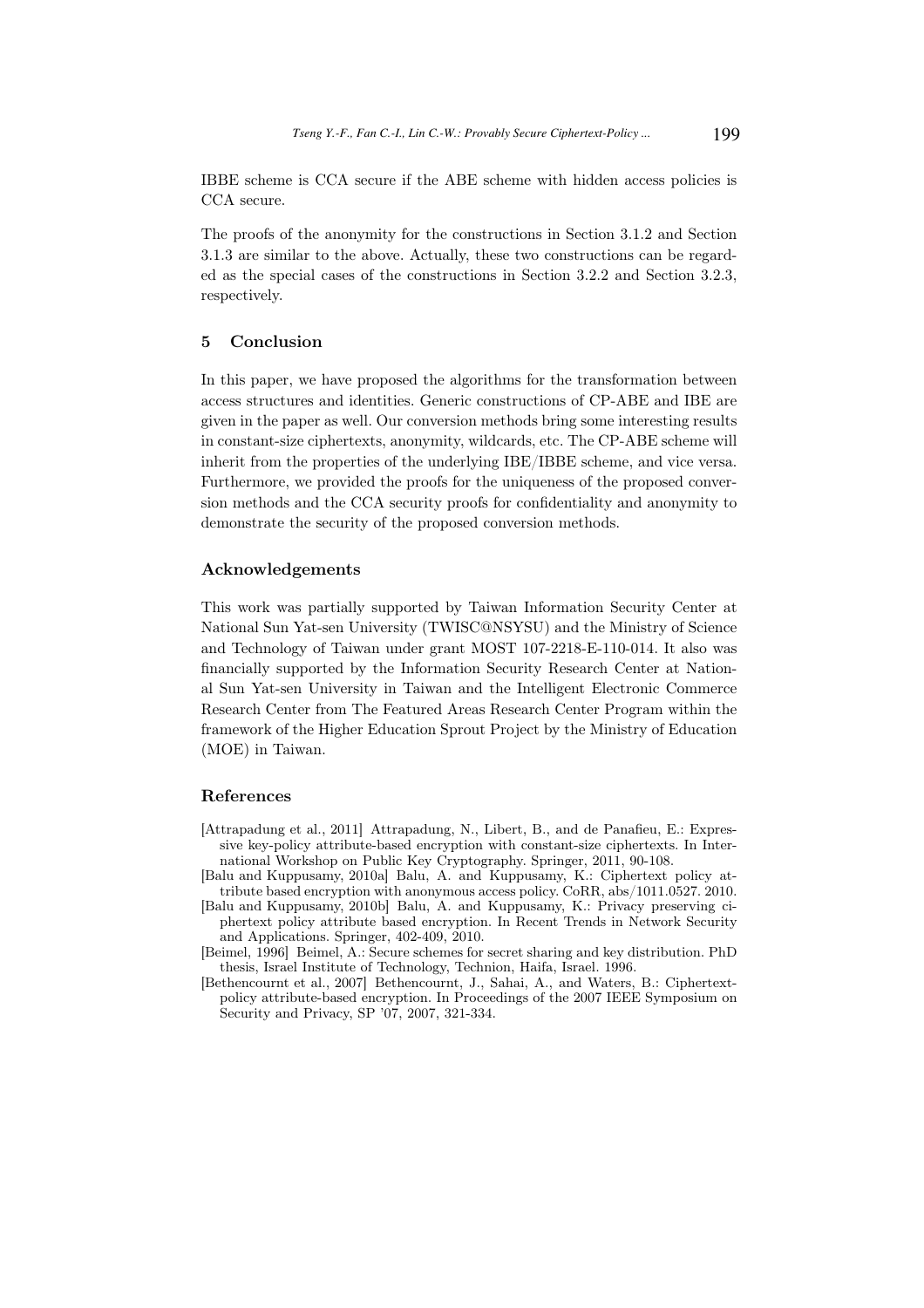IBBE scheme is CCA secure if the ABE scheme with hidden access policies is CCA secure.

The proofs of the anonymity for the constructions in Section 3.1.2 and Section 3.1.3 are similar to the above. Actually, these two constructions can be regarded as the special cases of the constructions in Section 3.2.2 and Section 3.2.3, respectively.

## 5 Conclusion

In this paper, we have proposed the algorithms for the transformation between access structures and identities. Generic constructions of CP-ABE and IBE are given in the paper as well. Our conversion methods bring some interesting results in constant-size ciphertexts, anonymity, wildcards, etc. The CP-ABE scheme will inherit from the properties of the underlying IBE/IBBE scheme, and vice versa. Furthermore, we provided the proofs for the uniqueness of the proposed conversion methods and the CCA security proofs for confidentiality and anonymity to demonstrate the security of the proposed conversion methods.

## Acknowledgements

This work was partially supported by Taiwan Information Security Center at National Sun Yat-sen University (TWISC@NSYSU) and the Ministry of Science and Technology of Taiwan under grant MOST 107-2218-E-110-014. It also was financially supported by the Information Security Research Center at National Sun Yat-sen University in Taiwan and the Intelligent Electronic Commerce Research Center from The Featured Areas Research Center Program within the framework of the Higher Education Sprout Project by the Ministry of Education (MOE) in Taiwan.

## References

[Attrapadung et al., 2011] Attrapadung, N., Libert, B., and de Panafieu, E.: Expressive key-policy attribute-based encryption with constant-size ciphertexts. In International Workshop on Public Key Cryptography. Springer, 2011, 90-108.

[Balu and Kuppusamy, 2010a] Balu, A. and Kuppusamy, K.: Ciphertext policy attribute based encryption with anonymous access policy. CoRR, abs/1011.0527. 2010.

[Balu and Kuppusamy, 2010b] Balu, A. and Kuppusamy, K.: Privacy preserving ciphertext policy attribute based encryption. In Recent Trends in Network Security and Applications. Springer, 402-409, 2010.

[Beimel, 1996] Beimel, A.: Secure schemes for secret sharing and key distribution. PhD thesis, Israel Institute of Technology, Technion, Haifa, Israel. 1996.

[Bethencournt et al., 2007] Bethencournt, J., Sahai, A., and Waters, B.: Ciphertext-policy attribute-based encryption. In Proceedings of the 2007 IEEE Symposium on Security and Privacy, SP '07, 2007, 321-334.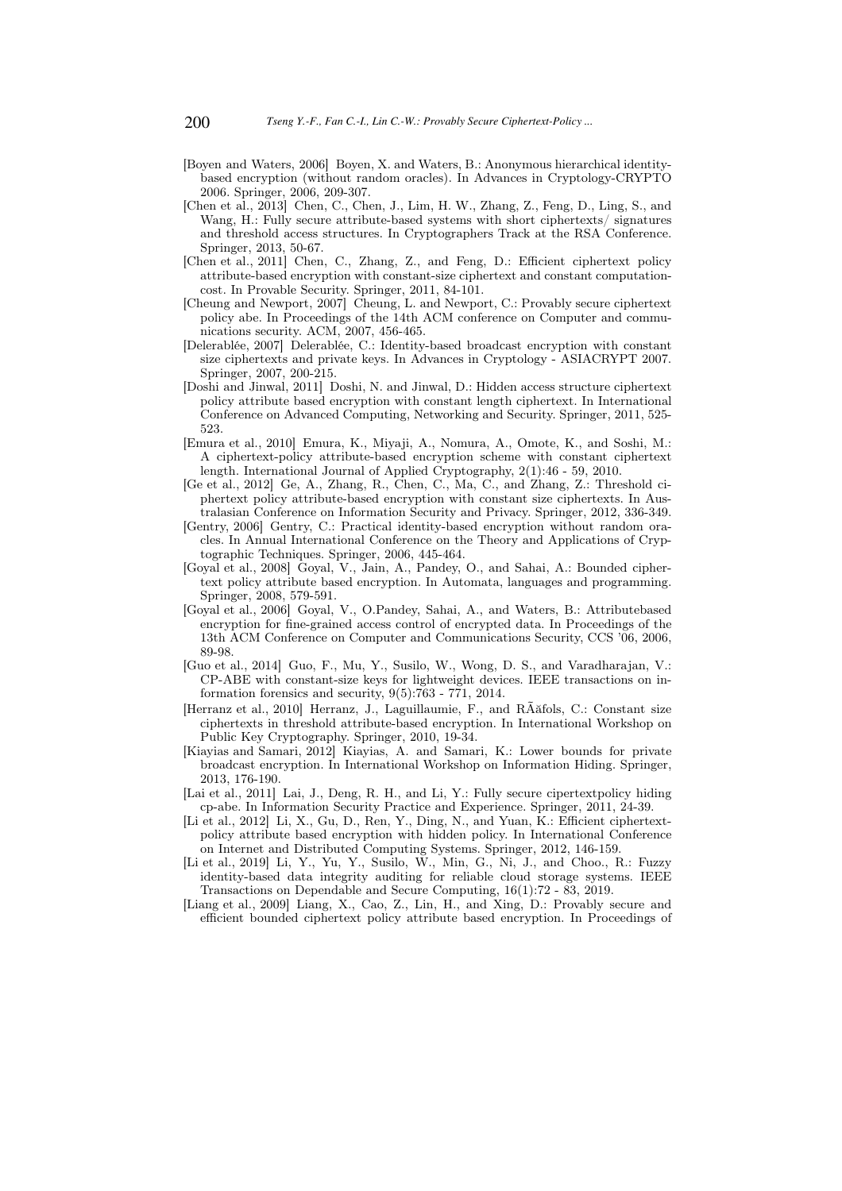[Boyen and Waters, 2006] Boyen, X. and Waters, B.: Anonymous hierarchical identity-based encryption (without random oracles). In Advances in Cryptology-CRYPTO 2006. Springer, 2006, 209-307.

[Chen et al., 2013] Chen, C., Chen, J., Lim, H. W., Zhang, Z., Feng, D., Ling, S., and Wang, H.: Fully secure attribute-based systems with short ciphertexts/ signatures and threshold access structures. In Cryptographers Track at the RSA Conference. Springer, 2013, 50-67.

[Chen et al., 2011] Chen, C., Zhang, Z., and Feng, D.: Efficient ciphertext policy attribute-based encryption with constant-size ciphertext and constant computation-cost. In Provable Security. Springer, 2011, 84-101.

[Cheung and Newport, 2007] Cheung, L. and Newport, C.: Provably secure ciphertext policy abe. In Proceedings of the 14th ACM conference on Computer and communications security. ACM, 2007, 456-465.

[Delerablée, 2007] Delerablée, C.: Identity-based broadcast encryption with constant size ciphertexts and private keys. In Advances in Cryptology - ASIACRYPT 2007. Springer, 2007, 200-215.

[Doshi and Jinwal, 2011] Doshi, N. and Jinwal, D.: Hidden access structure ciphertext policy attribute based encryption with constant length ciphertext. In International Conference on Advanced Computing, Networking and Security. Springer, 2011, 525-523.

[Emura et al., 2010] Emura, K., Miyaji, A., Nomura, A., Omote, K., and Soshi, M.: A ciphertext-policy attribute-based encryption scheme with constant ciphertext length. International Journal of Applied Cryptography, 2(1):46 - 59, 2010.

[Ge et al., 2012] Ge, A., Zhang, R., Chen, C., Ma, C., and Zhang, Z.: Threshold ciphertext policy attribute-based encryption with constant size ciphertexts. In Australasian Conference on Information Security and Privacy. Springer, 2012, 336-349.

[Gentry, 2006] Gentry, C.: Practical identity-based encryption without random oracles. In Annual International Conference on the Theory and Applications of Cryptographic Techniques. Springer, 2006, 445-464.

[Goyal et al., 2008] Goyal, V., Jain, A., Pandey, O., and Sahai, A.: Bounded ciphertext policy attribute based encryption. In Automata, languages and programming. Springer, 2008, 579-591.

[Goyal et al., 2006] Goyal, V., O.Pandey, Sahai, A., and Waters, B.: Attributebased encryption for fine-grained access control of encrypted data. In Proceedings of the 13th ACM Conference on Computer and Communications Security, CCS '06, 2006, 89-98.

[Guo et al., 2014] Guo, F., Mu, Y., Susilo, W., Wong, D. S., and Varadharajan, V.: CP-ABE with constant-size keys for lightweight devices. IEEE transactions on information forensics and security, 9(5):763 - 771, 2014.

[Herranz et al., 2010] Herranz, J., Laguillaumie, F., and RÃăfols, C.: Constant size ciphertexts in threshold attribute-based encryption. In International Workshop on Public Key Cryptography. Springer, 2010, 19-34.

[Kiayias and Samari, 2012] Kiayias, A. and Samari, K.: Lower bounds for private broadcast encryption. In International Workshop on Information Hiding. Springer, 2013, 176-190.

[Lai et al., 2011] Lai, J., Deng, R. H., and Li, Y.: Fully secure cipertextpolicy hiding cp-abe. In Information Security Practice and Experience. Springer, 2011, 24-39.

[Li et al., 2012] Li, X., Gu, D., Ren, Y., Ding, N., and Yuan, K.: Efficient ciphertext-policy attribute based encryption with hidden policy. In International Conference on Internet and Distributed Computing Systems. Springer, 2012, 146-159.

[Li et al., 2019] Li, Y., Yu, Y., Susilo, W., Min, G., Ni, J., and Choo., R.: Fuzzy identity-based data integrity auditing for reliable cloud storage systems. IEEE Transactions on Dependable and Secure Computing, 16(1):72 - 83, 2019.

[Liang et al., 2009] Liang, X., Cao, Z., Lin, H., and Xing, D.: Provably secure and efficient bounded ciphertext policy attribute based encryption. In Proceedings of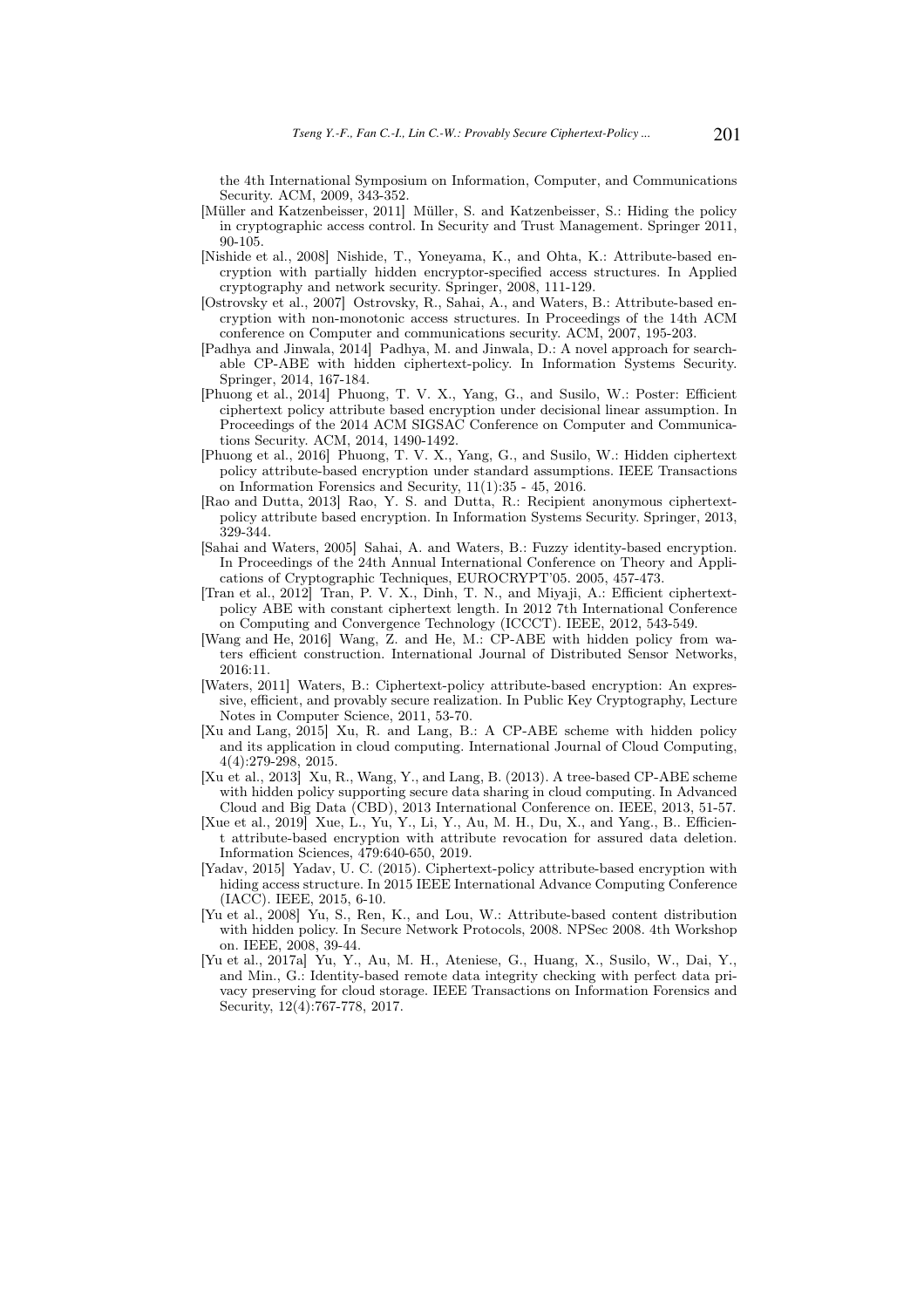the 4th International Symposium on Information, Computer, and Communications Security. ACM, 2009, 343-352.

[Müller and Katzenbeisser, 2011] Müller, S. and Katzenbeisser, S.: Hiding the policy in cryptographic access control. In Security and Trust Management. Springer 2011, 90-105.

[Nishide et al., 2008] Nishide, T., Yoneyama, K., and Ohta, K.: Attribute-based encryption with partially hidden encryptor-specified access structures. In Applied cryptography and network security. Springer, 2008, 111-129.

[Ostrovsky et al., 2007] Ostrovsky, R., Sahai, A., and Waters, B.: Attribute-based encryption with non-monotonic access structures. In Proceedings of the 14th ACM conference on Computer and communications security. ACM, 2007, 195-203.

[Padhya and Jinwala, 2014] Padhya, M. and Jinwala, D.: A novel approach for searchable CP-ABE with hidden ciphertext-policy. In Information Systems Security. Springer, 2014, 167-184.

[Phuong et al., 2014] Phuong, T. V. X., Yang, G., and Susilo, W.: Poster: Efficient ciphertext policy attribute based encryption under decisional linear assumption. In Proceedings of the 2014 ACM SIGSAC Conference on Computer and Communications Security. ACM, 2014, 1490-1492.

[Phuong et al., 2016] Phuong, T. V. X., Yang, G., and Susilo, W.: Hidden ciphertext policy attribute-based encryption under standard assumptions. IEEE Transactions on Information Forensics and Security, 11(1):35 - 45, 2016.

[Rao and Dutta, 2013] Rao, Y. S. and Dutta, R.: Recipient anonymous ciphertext-policy attribute based encryption. In Information Systems Security. Springer, 2013, 329-344.

[Sahai and Waters, 2005] Sahai, A. and Waters, B.: Fuzzy identity-based encryption. In Proceedings of the 24th Annual International Conference on Theory and Applications of Cryptographic Techniques, EUROCRYPT'05. 2005, 457-473.

[Tran et al., 2012] Tran, P. V. X., Dinh, T. N., and Miyaji, A.: Efficient ciphertext-policy ABE with constant ciphertext length. In 2012 7th International Conference on Computing and Convergence Technology (ICCCT). IEEE, 2012, 543-549.

[Wang and He, 2016] Wang, Z. and He, M.: CP-ABE with hidden policy from waters efficient construction. International Journal of Distributed Sensor Networks, 2016:11.

[Waters, 2011] Waters, B.: Ciphertext-policy attribute-based encryption: An expressive, efficient, and provably secure realization. In Public Key Cryptography, Lecture Notes in Computer Science, 2011, 53-70.

[Xu and Lang, 2015] Xu, R. and Lang, B.: A CP-ABE scheme with hidden policy and its application in cloud computing. International Journal of Cloud Computing, 4(4):279-298, 2015.

[Xu et al., 2013] Xu, R., Wang, Y., and Lang, B. (2013). A tree-based CP-ABE scheme with hidden policy supporting secure data sharing in cloud computing. In Advanced Cloud and Big Data (CBD), 2013 International Conference on. IEEE, 2013, 51-57.

[Xue et al., 2019] Xue, L., Yu, Y., Li, Y., Au, M. H., Du, X., and Yang., B.. Efficient attribute-based encryption with attribute revocation for assured data deletion. Information Sciences, 479:640-650, 2019.

[Yadav, 2015] Yadav, U. C. (2015). Ciphertext-policy attribute-based encryption with hiding access structure. In 2015 IEEE International Advance Computing Conference (IACC). IEEE, 2015, 6-10.

[Yu et al., 2008] Yu, S., Ren, K., and Lou, W.: Attribute-based content distribution with hidden policy. In Secure Network Protocols, 2008. NPSec 2008. 4th Workshop on. IEEE, 2008, 39-44.

[Yu et al., 2017a] Yu, Y., Au, M. H., Ateniese, G., Huang, X., Susilo, W., Dai, Y., and Min., G.: Identity-based remote data integrity checking with perfect data privacy preserving for cloud storage. IEEE Transactions on Information Forensics and Security, 12(4):767-778, 2017.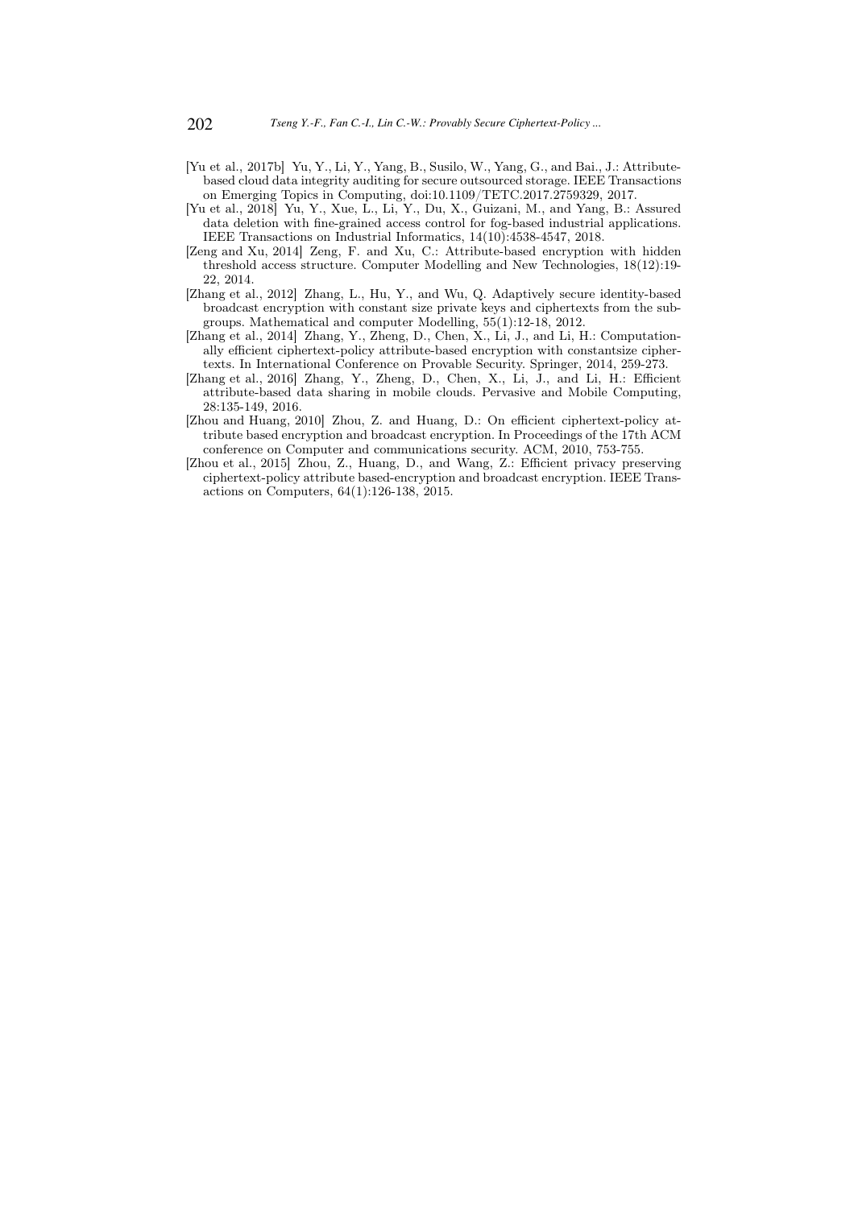[Yu et al., 2017b] Yu, Y., Li, Y., Yang, B., Susilo, W., Yang, G., and Bai., J.: Attribute-based cloud data integrity auditing for secure outsourced storage. IEEE Transactions on Emerging Topics in Computing, doi:10.1109/TETC.2017.2759329, 2017.

[Yu et al., 2018] Yu, Y., Xue, L., Li, Y., Du, X., Guizani, M., and Yang, B.: Assured data deletion with fine-grained access control for fog-based industrial applications. IEEE Transactions on Industrial Informatics, 14(10):4538-4547, 2018.

[Zeng and Xu, 2014] Zeng, F. and Xu, C.: Attribute-based encryption with hidden threshold access structure. Computer Modelling and New Technologies, 18(12):19-22, 2014.

[Zhang et al., 2012] Zhang, L., Hu, Y., and Wu, Q. Adaptively secure identity-based broadcast encryption with constant size private keys and ciphertexts from the subgroups. Mathematical and computer Modelling, 55(1):12-18, 2012.

[Zhang et al., 2014] Zhang, Y., Zheng, D., Chen, X., Li, J., and Li, H.: Computationally efficient ciphertext-policy attribute-based encryption with constantsize ciphertexts. In International Conference on Provable Security. Springer, 2014, 259-273.

[Zhang et al., 2016] Zhang, Y., Zheng, D., Chen, X., Li, J., and Li, H.: Efficient attribute-based data sharing in mobile clouds. Pervasive and Mobile Computing, 28:135-149, 2016.

[Zhou and Huang, 2010] Zhou, Z. and Huang, D.: On efficient ciphertext-policy attribute based encryption and broadcast encryption. In Proceedings of the 17th ACM conference on Computer and communications security. ACM, 2010, 753-755.

[Zhou et al., 2015] Zhou, Z., Huang, D., and Wang, Z.: Efficient privacy preserving ciphertext-policy attribute based-encryption and broadcast encryption. IEEE Transactions on Computers, 64(1):126-138, 2015.